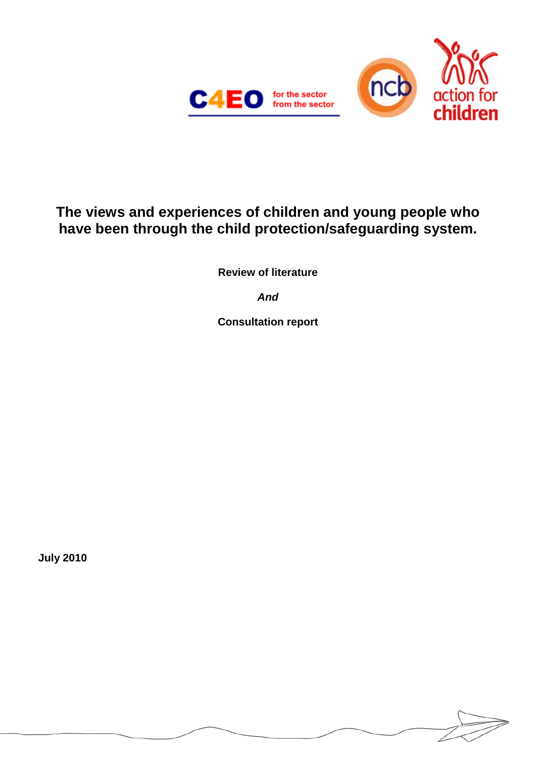# The views and experiences of children and young people who have been through the child protection/safeguarding system.

**Review of literature**

***And***

**Consultation report**

**July 2010**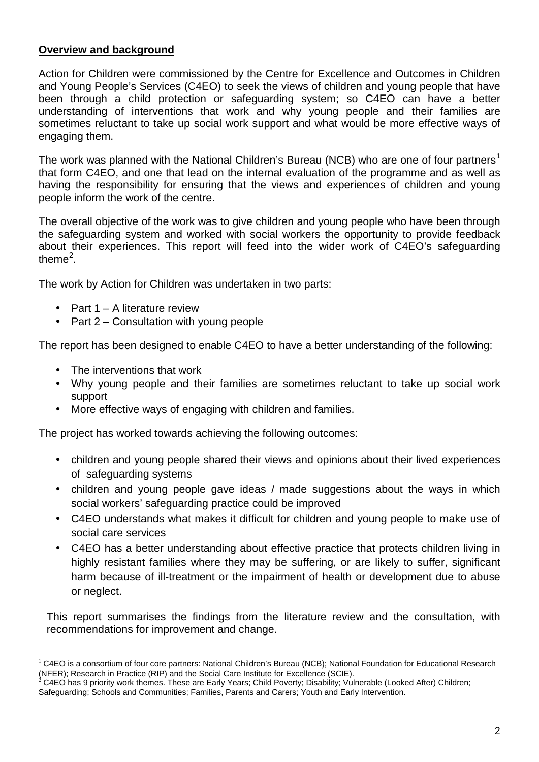**Overview and background**

Action for Children were commissioned by the Centre for Excellence and Outcomes in Children and Young People's Services (C4EO) to seek the views of children and young people that have been through a child protection or safeguarding system; so C4EO can have a better understanding of interventions that work and why young people and their families are sometimes reluctant to take up social work support and what would be more effective ways of engaging them.

The work was planned with the National Children's Bureau (NCB) who are one of four partners[1] that form C4EO, and one that lead on the internal evaluation of the programme and as well as having the responsibility for ensuring that the views and experiences of children and young people inform the work of the centre.

The overall objective of the work was to give children and young people who have been through the safeguarding system and worked with social workers the opportunity to provide feedback about their experiences. This report will feed into the wider work of C4EO's safeguarding theme[2].

The work by Action for Children was undertaken in two parts:

- Part 1 – A literature review
- Part 2 – Consultation with young people

The report has been designed to enable C4EO to have a better understanding of the following:

- The interventions that work
- Why young people and their families are sometimes reluctant to take up social work support
- More effective ways of engaging with children and families.

The project has worked towards achieving the following outcomes:

- children and young people shared their views and opinions about their lived experiences of safeguarding systems
- children and young people gave ideas / made suggestions about the ways in which social workers' safeguarding practice could be improved
- C4EO understands what makes it difficult for children and young people to make use of social care services
- C4EO has a better understanding about effective practice that protects children living in highly resistant families where they may be suffering, or are likely to suffer, significant harm because of ill-treatment or the impairment of health or development due to abuse or neglect.

This report summarises the findings from the literature review and the consultation, with recommendations for improvement and change.

---

[1] C4EO is a consortium of four core partners: National Children's Bureau (NCB); National Foundation for Educational Research (NFER); Research in Practice (RIP) and the Social Care Institute for Excellence (SCIE).

[2] C4EO has 9 priority work themes. These are Early Years; Child Poverty; Disability; Vulnerable (Looked After) Children; Safeguarding; Schools and Communities; Families, Parents and Carers; Youth and Early Intervention.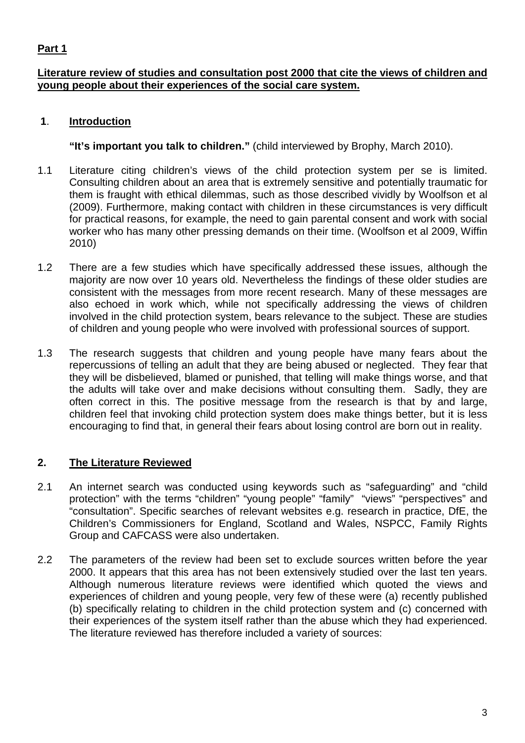**Part 1**

**Literature review of studies and consultation post 2000 that cite the views of children and young people about their experiences of the social care system.**

## 1. Introduction

**"It's important you talk to children."** (child interviewed by Brophy, March 2010).

1.1 Literature citing children's views of the child protection system per se is limited. Consulting children about an area that is extremely sensitive and potentially traumatic for them is fraught with ethical dilemmas, such as those described vividly by Woolfson et al (2009). Furthermore, making contact with children in these circumstances is very difficult for practical reasons, for example, the need to gain parental consent and work with social worker who has many other pressing demands on their time. (Woolfson et al 2009, Wiffin 2010)

1.2 There are a few studies which have specifically addressed these issues, although the majority are now over 10 years old. Nevertheless the findings of these older studies are consistent with the messages from more recent research. Many of these messages are also echoed in work which, while not specifically addressing the views of children involved in the child protection system, bears relevance to the subject. These are studies of children and young people who were involved with professional sources of support.

1.3 The research suggests that children and young people have many fears about the repercussions of telling an adult that they are being abused or neglected. They fear that they will be disbelieved, blamed or punished, that telling will make things worse, and that the adults will take over and make decisions without consulting them. Sadly, they are often correct in this. The positive message from the research is that by and large, children feel that invoking child protection system does make things better, but it is less encouraging to find that, in general their fears about losing control are born out in reality.

## 2. The Literature Reviewed

2.1 An internet search was conducted using keywords such as "safeguarding" and "child protection" with the terms "children" "young people" "family" "views" "perspectives" and "consultation". Specific searches of relevant websites e.g. research in practice, DfE, the Children's Commissioners for England, Scotland and Wales, NSPCC, Family Rights Group and CAFCASS were also undertaken.

2.2 The parameters of the review had been set to exclude sources written before the year 2000. It appears that this area has not been extensively studied over the last ten years. Although numerous literature reviews were identified which quoted the views and experiences of children and young people, very few of these were (a) recently published (b) specifically relating to children in the child protection system and (c) concerned with their experiences of the system itself rather than the abuse which they had experienced. The literature reviewed has therefore included a variety of sources: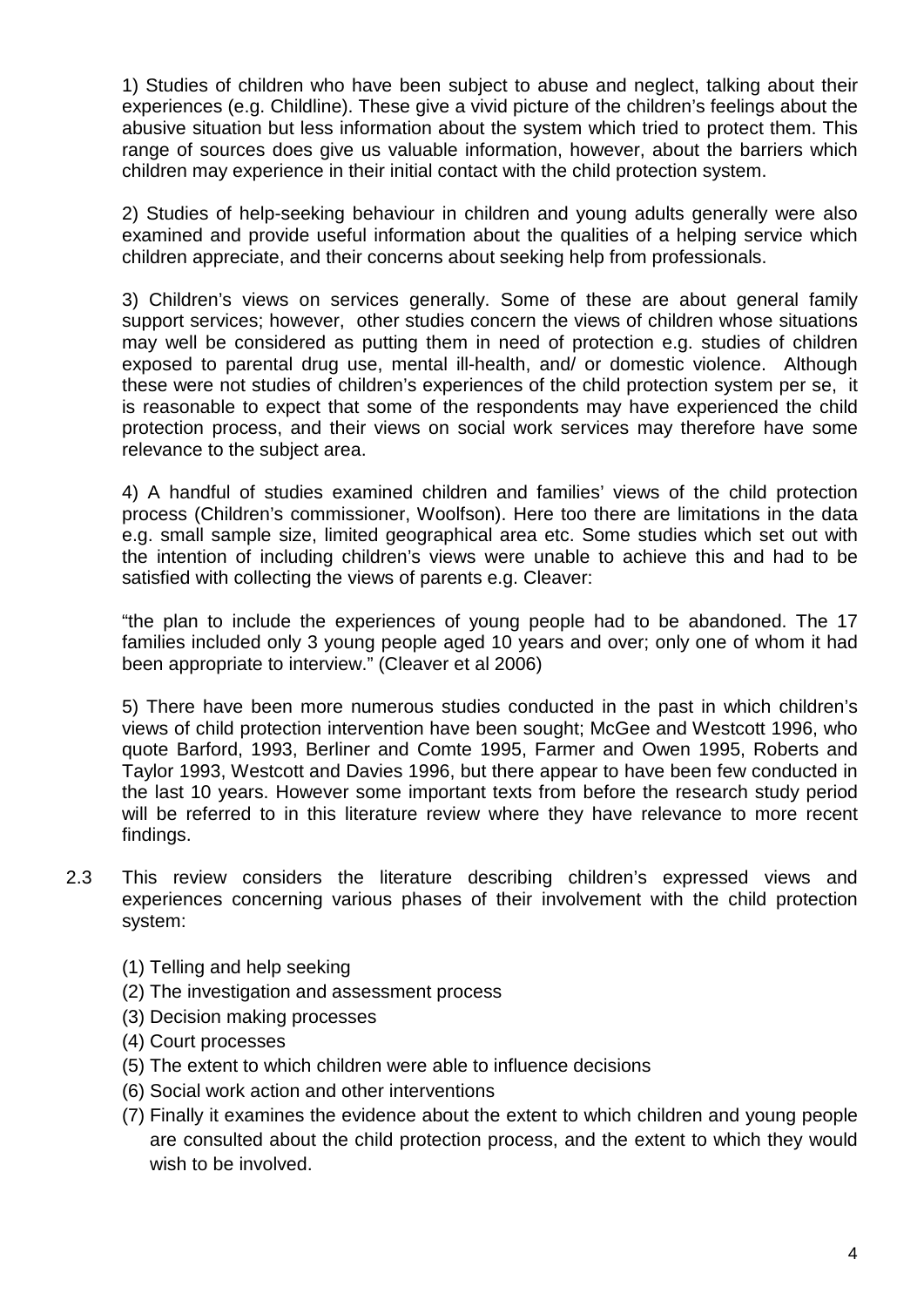1) Studies of children who have been subject to abuse and neglect, talking about their experiences (e.g. Childline). These give a vivid picture of the children's feelings about the abusive situation but less information about the system which tried to protect them. This range of sources does give us valuable information, however, about the barriers which children may experience in their initial contact with the child protection system.

2) Studies of help-seeking behaviour in children and young adults generally were also examined and provide useful information about the qualities of a helping service which children appreciate, and their concerns about seeking help from professionals.

3) Children's views on services generally. Some of these are about general family support services; however, other studies concern the views of children whose situations may well be considered as putting them in need of protection e.g. studies of children exposed to parental drug use, mental ill-health, and/ or domestic violence. Although these were not studies of children's experiences of the child protection system per se, it is reasonable to expect that some of the respondents may have experienced the child protection process, and their views on social work services may therefore have some relevance to the subject area.

4) A handful of studies examined children and families' views of the child protection process (Children's commissioner, Woolfson). Here too there are limitations in the data e.g. small sample size, limited geographical area etc. Some studies which set out with the intention of including children's views were unable to achieve this and had to be satisfied with collecting the views of parents e.g. Cleaver:

"the plan to include the experiences of young people had to be abandoned. The 17 families included only 3 young people aged 10 years and over; only one of whom it had been appropriate to interview." (Cleaver et al 2006)

5) There have been more numerous studies conducted in the past in which children's views of child protection intervention have been sought; McGee and Westcott 1996, who quote Barford, 1993, Berliner and Comte 1995, Farmer and Owen 1995, Roberts and Taylor 1993, Westcott and Davies 1996, but there appear to have been few conducted in the last 10 years. However some important texts from before the research study period will be referred to in this literature review where they have relevance to more recent findings.

2.3 This review considers the literature describing children's expressed views and experiences concerning various phases of their involvement with the child protection system:

(1) Telling and help seeking
(2) The investigation and assessment process
(3) Decision making processes
(4) Court processes
(5) The extent to which children were able to influence decisions
(6) Social work action and other interventions
(7) Finally it examines the evidence about the extent to which children and young people are consulted about the child protection process, and the extent to which they would wish to be involved.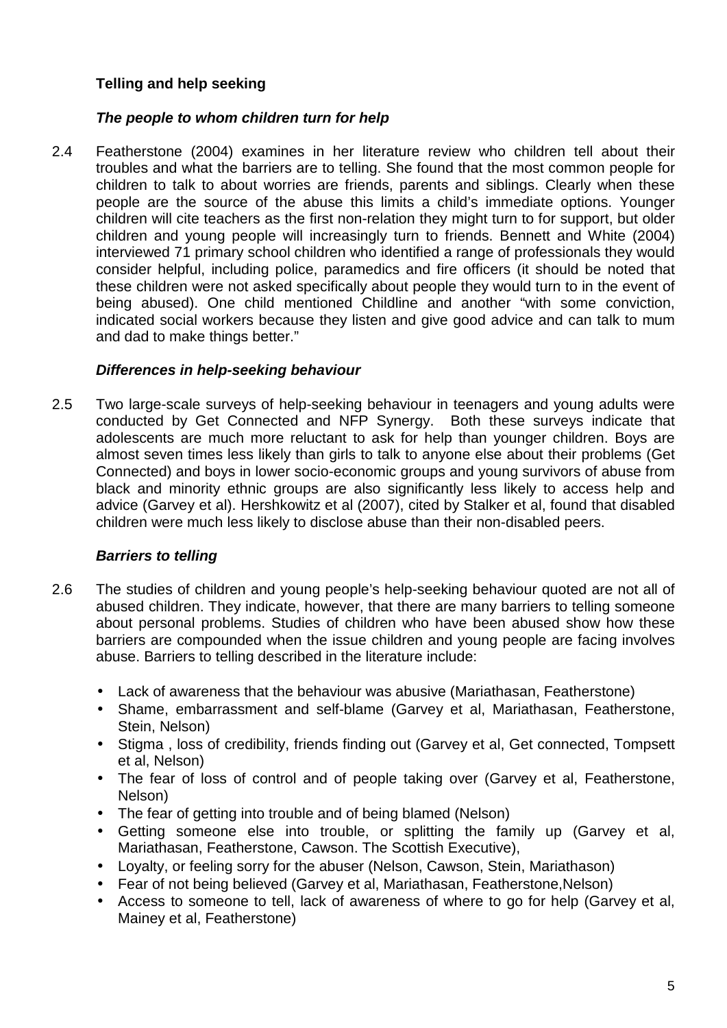**Telling and help seeking**

***The people to whom children turn for help***

2.4 Featherstone (2004) examines in her literature review who children tell about their troubles and what the barriers are to telling. She found that the most common people for children to talk to about worries are friends, parents and siblings. Clearly when these people are the source of the abuse this limits a child's immediate options. Younger children will cite teachers as the first non-relation they might turn to for support, but older children and young people will increasingly turn to friends. Bennett and White (2004) interviewed 71 primary school children who identified a range of professionals they would consider helpful, including police, paramedics and fire officers (it should be noted that these children were not asked specifically about people they would turn to in the event of being abused). One child mentioned Childline and another "with some conviction, indicated social workers because they listen and give good advice and can talk to mum and dad to make things better."

***Differences in help-seeking behaviour***

2.5 Two large-scale surveys of help-seeking behaviour in teenagers and young adults were conducted by Get Connected and NFP Synergy. Both these surveys indicate that adolescents are much more reluctant to ask for help than younger children. Boys are almost seven times less likely than girls to talk to anyone else about their problems (Get Connected) and boys in lower socio-economic groups and young survivors of abuse from black and minority ethnic groups are also significantly less likely to access help and advice (Garvey et al). Hershkowitz et al (2007), cited by Stalker et al, found that disabled children were much less likely to disclose abuse than their non-disabled peers.

***Barriers to telling***

2.6 The studies of children and young people's help-seeking behaviour quoted are not all of abused children. They indicate, however, that there are many barriers to telling someone about personal problems. Studies of children who have been abused show how these barriers are compounded when the issue children and young people are facing involves abuse. Barriers to telling described in the literature include:

- Lack of awareness that the behaviour was abusive (Mariathasan, Featherstone)
- Shame, embarrassment and self-blame (Garvey et al, Mariathasan, Featherstone, Stein, Nelson)
- Stigma , loss of credibility, friends finding out (Garvey et al, Get connected, Tompsett et al, Nelson)
- The fear of loss of control and of people taking over (Garvey et al, Featherstone, Nelson)
- The fear of getting into trouble and of being blamed (Nelson)
- Getting someone else into trouble, or splitting the family up (Garvey et al, Mariathasan, Featherstone, Cawson. The Scottish Executive),
- Loyalty, or feeling sorry for the abuser (Nelson, Cawson, Stein, Mariathason)
- Fear of not being believed (Garvey et al, Mariathasan, Featherstone,Nelson)
- Access to someone to tell, lack of awareness of where to go for help (Garvey et al, Mainey et al, Featherstone)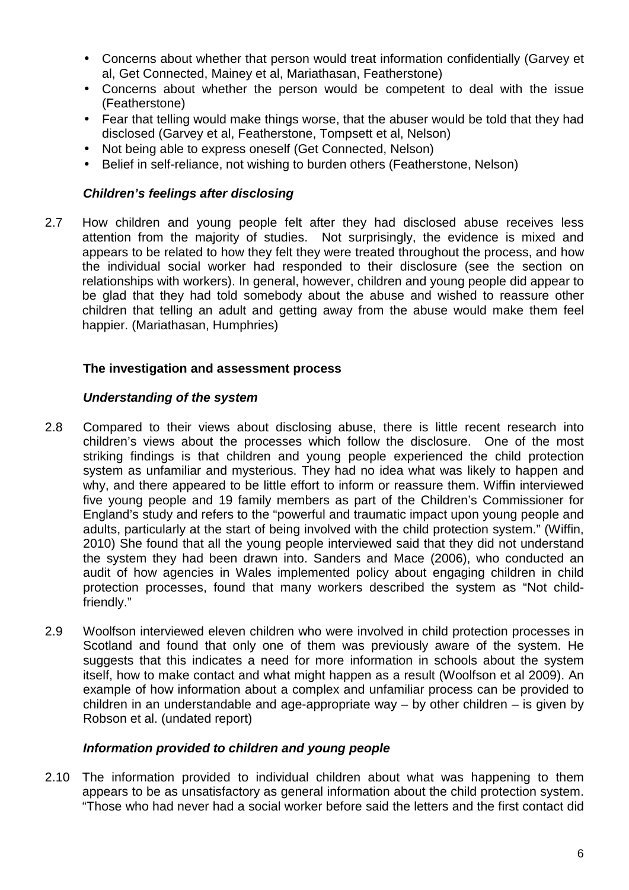- Concerns about whether that person would treat information confidentially (Garvey et al, Get Connected, Mainey et al, Mariathasan, Featherstone)
- Concerns about whether the person would be competent to deal with the issue (Featherstone)
- Fear that telling would make things worse, that the abuser would be told that they had disclosed (Garvey et al, Featherstone, Tompsett et al, Nelson)
- Not being able to express oneself (Get Connected, Nelson)
- Belief in self-reliance, not wishing to burden others (Featherstone, Nelson)

#### *Children's feelings after disclosing*

2.7 How children and young people felt after they had disclosed abuse receives less attention from the majority of studies. Not surprisingly, the evidence is mixed and appears to be related to how they felt they were treated throughout the process, and how the individual social worker had responded to their disclosure (see the section on relationships with workers). In general, however, children and young people did appear to be glad that they had told somebody about the abuse and wished to reassure other children that telling an adult and getting away from the abuse would make them feel happier. (Mariathasan, Humphries)

### The investigation and assessment process

#### *Understanding of the system*

2.8 Compared to their views about disclosing abuse, there is little recent research into children's views about the processes which follow the disclosure. One of the most striking findings is that children and young people experienced the child protection system as unfamiliar and mysterious. They had no idea what was likely to happen and why, and there appeared to be little effort to inform or reassure them. Wiffin interviewed five young people and 19 family members as part of the Children's Commissioner for England's study and refers to the "powerful and traumatic impact upon young people and adults, particularly at the start of being involved with the child protection system." (Wiffin, 2010) She found that all the young people interviewed said that they did not understand the system they had been drawn into. Sanders and Mace (2006), who conducted an audit of how agencies in Wales implemented policy about engaging children in child protection processes, found that many workers described the system as "Not child-friendly."

2.9 Woolfson interviewed eleven children who were involved in child protection processes in Scotland and found that only one of them was previously aware of the system. He suggests that this indicates a need for more information in schools about the system itself, how to make contact and what might happen as a result (Woolfson et al 2009). An example of how information about a complex and unfamiliar process can be provided to children in an understandable and age-appropriate way – by other children – is given by Robson et al. (undated report)

#### *Information provided to children and young people*

2.10 The information provided to individual children about what was happening to them appears to be as unsatisfactory as general information about the child protection system. "Those who had never had a social worker before said the letters and the first contact did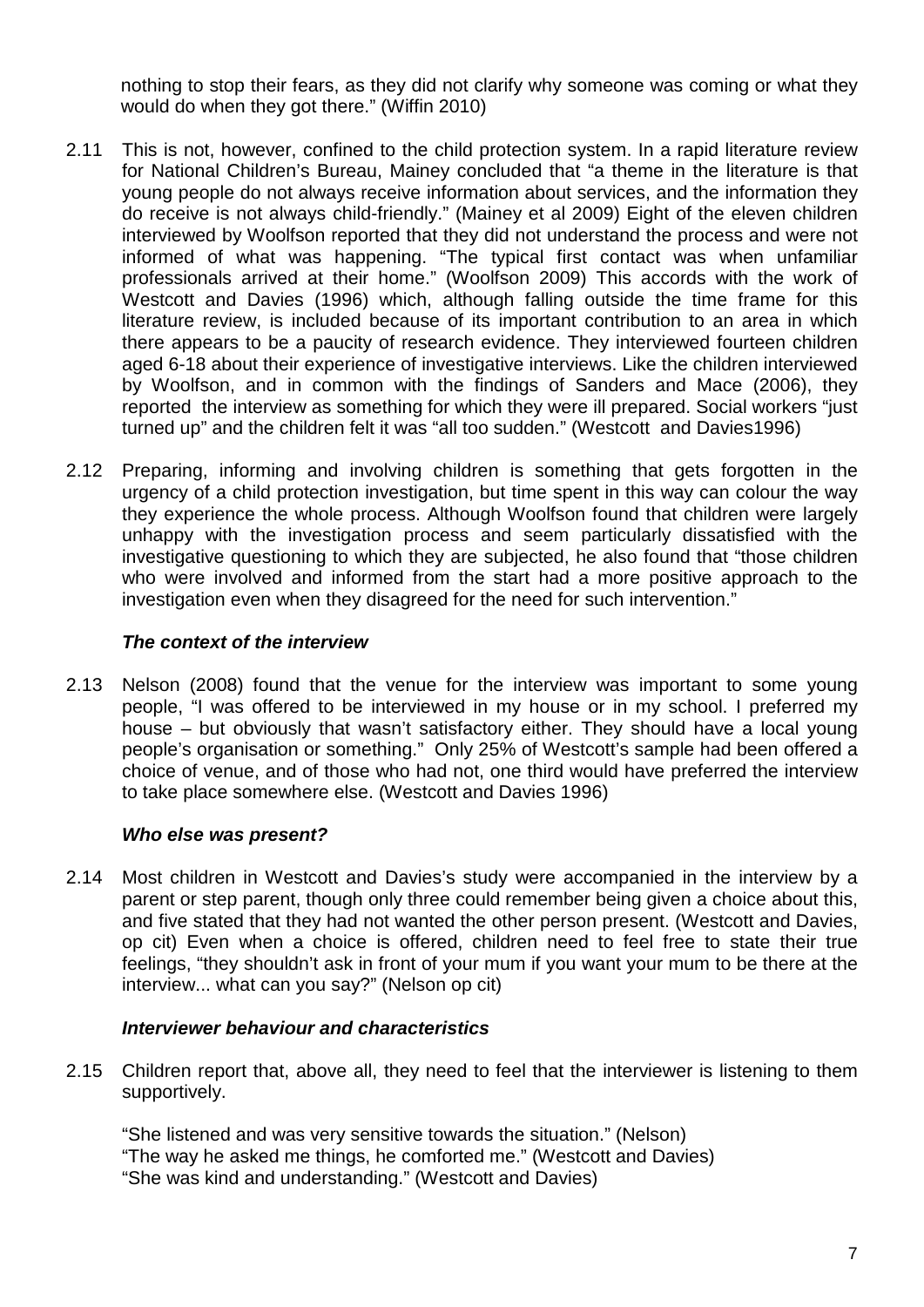nothing to stop their fears, as they did not clarify why someone was coming or what they would do when they got there." (Wiffin 2010)

2.11 This is not, however, confined to the child protection system. In a rapid literature review for National Children's Bureau, Mainey concluded that "a theme in the literature is that young people do not always receive information about services, and the information they do receive is not always child-friendly." (Mainey et al 2009) Eight of the eleven children interviewed by Woolfson reported that they did not understand the process and were not informed of what was happening. "The typical first contact was when unfamiliar professionals arrived at their home." (Woolfson 2009) This accords with the work of Westcott and Davies (1996) which, although falling outside the time frame for this literature review, is included because of its important contribution to an area in which there appears to be a paucity of research evidence. They interviewed fourteen children aged 6-18 about their experience of investigative interviews. Like the children interviewed by Woolfson, and in common with the findings of Sanders and Mace (2006), they reported the interview as something for which they were ill prepared. Social workers "just turned up" and the children felt it was "all too sudden." (Westcott and Davies1996)

2.12 Preparing, informing and involving children is something that gets forgotten in the urgency of a child protection investigation, but time spent in this way can colour the way they experience the whole process. Although Woolfson found that children were largely unhappy with the investigation process and seem particularly dissatisfied with the investigative questioning to which they are subjected, he also found that "those children who were involved and informed from the start had a more positive approach to the investigation even when they disagreed for the need for such intervention."

### *The context of the interview*

2.13 Nelson (2008) found that the venue for the interview was important to some young people, "I was offered to be interviewed in my house or in my school. I preferred my house – but obviously that wasn't satisfactory either. They should have a local young people's organisation or something." Only 25% of Westcott's sample had been offered a choice of venue, and of those who had not, one third would have preferred the interview to take place somewhere else. (Westcott and Davies 1996)

### *Who else was present?*

2.14 Most children in Westcott and Davies's study were accompanied in the interview by a parent or step parent, though only three could remember being given a choice about this, and five stated that they had not wanted the other person present. (Westcott and Davies, op cit) Even when a choice is offered, children need to feel free to state their true feelings, "they shouldn't ask in front of your mum if you want your mum to be there at the interview... what can you say?" (Nelson op cit)

### *Interviewer behaviour and characteristics*

2.15 Children report that, above all, they need to feel that the interviewer is listening to them supportively.

"She listened and was very sensitive towards the situation." (Nelson)
"The way he asked me things, he comforted me." (Westcott and Davies)
"She was kind and understanding." (Westcott and Davies)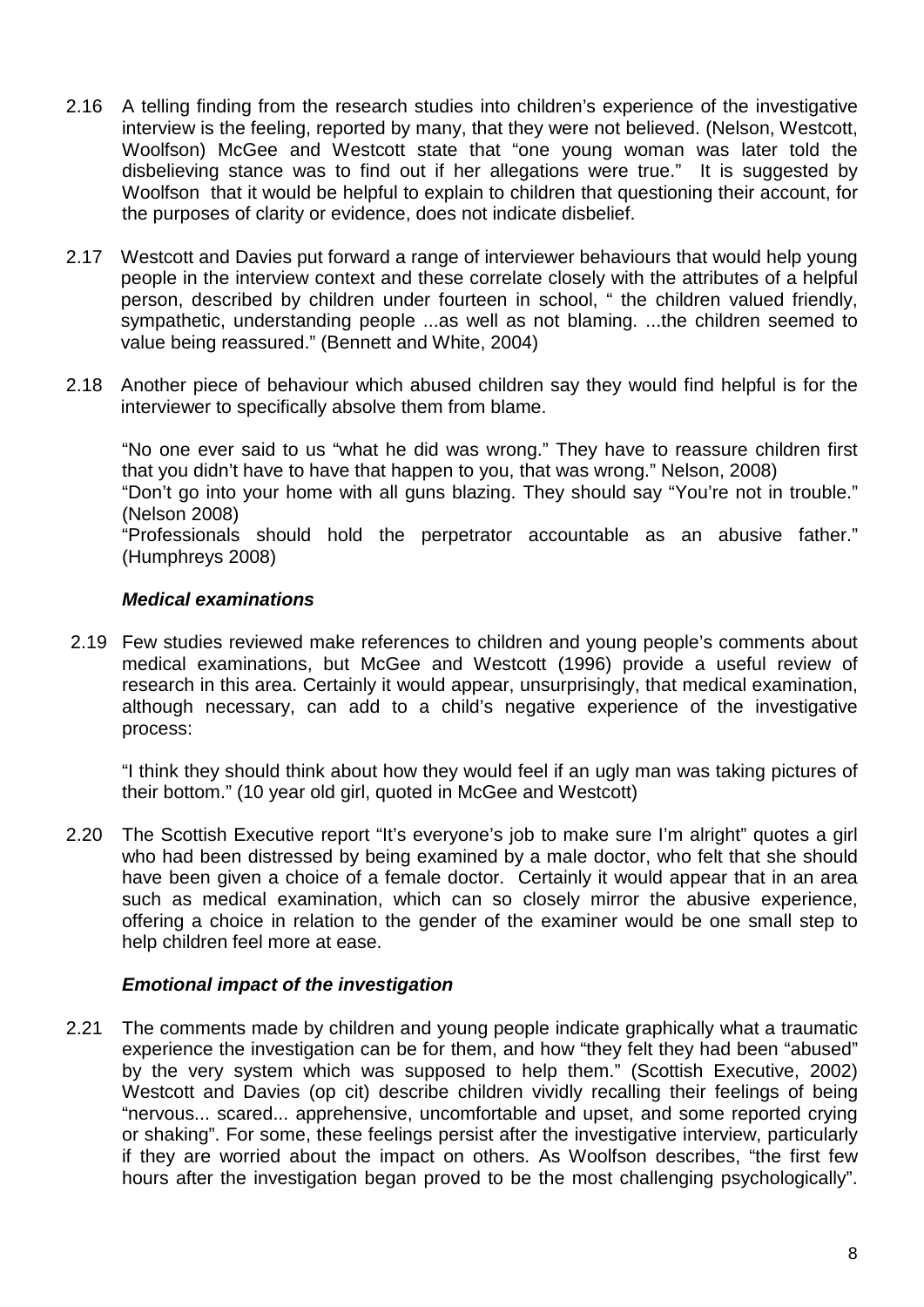2.16 A telling finding from the research studies into children's experience of the investigative interview is the feeling, reported by many, that they were not believed. (Nelson, Westcott, Woolfson) McGee and Westcott state that "one young woman was later told the disbelieving stance was to find out if her allegations were true." It is suggested by Woolfson that it would be helpful to explain to children that questioning their account, for the purposes of clarity or evidence, does not indicate disbelief.

2.17 Westcott and Davies put forward a range of interviewer behaviours that would help young people in the interview context and these correlate closely with the attributes of a helpful person, described by children under fourteen in school, " the children valued friendly, sympathetic, understanding people ...as well as not blaming. ...the children seemed to value being reassured." (Bennett and White, 2004)

2.18 Another piece of behaviour which abused children say they would find helpful is for the interviewer to specifically absolve them from blame.

"No one ever said to us "what he did was wrong." They have to reassure children first that you didn't have to have that happen to you, that was wrong." Nelson, 2008)
"Don't go into your home with all guns blazing. They should say "You're not in trouble." (Nelson 2008)
"Professionals should hold the perpetrator accountable as an abusive father." (Humphreys 2008)

### *Medical examinations*

2.19 Few studies reviewed make references to children and young people's comments about medical examinations, but McGee and Westcott (1996) provide a useful review of research in this area. Certainly it would appear, unsurprisingly, that medical examination, although necessary, can add to a child's negative experience of the investigative process:

"I think they should think about how they would feel if an ugly man was taking pictures of their bottom." (10 year old girl, quoted in McGee and Westcott)

2.20 The Scottish Executive report "It's everyone's job to make sure I'm alright" quotes a girl who had been distressed by being examined by a male doctor, who felt that she should have been given a choice of a female doctor. Certainly it would appear that in an area such as medical examination, which can so closely mirror the abusive experience, offering a choice in relation to the gender of the examiner would be one small step to help children feel more at ease.

### *Emotional impact of the investigation*

2.21 The comments made by children and young people indicate graphically what a traumatic experience the investigation can be for them, and how "they felt they had been "abused" by the very system which was supposed to help them." (Scottish Executive, 2002) Westcott and Davies (op cit) describe children vividly recalling their feelings of being "nervous... scared... apprehensive, uncomfortable and upset, and some reported crying or shaking". For some, these feelings persist after the investigative interview, particularly if they are worried about the impact on others. As Woolfson describes, "the first few hours after the investigation began proved to be the most challenging psychologically".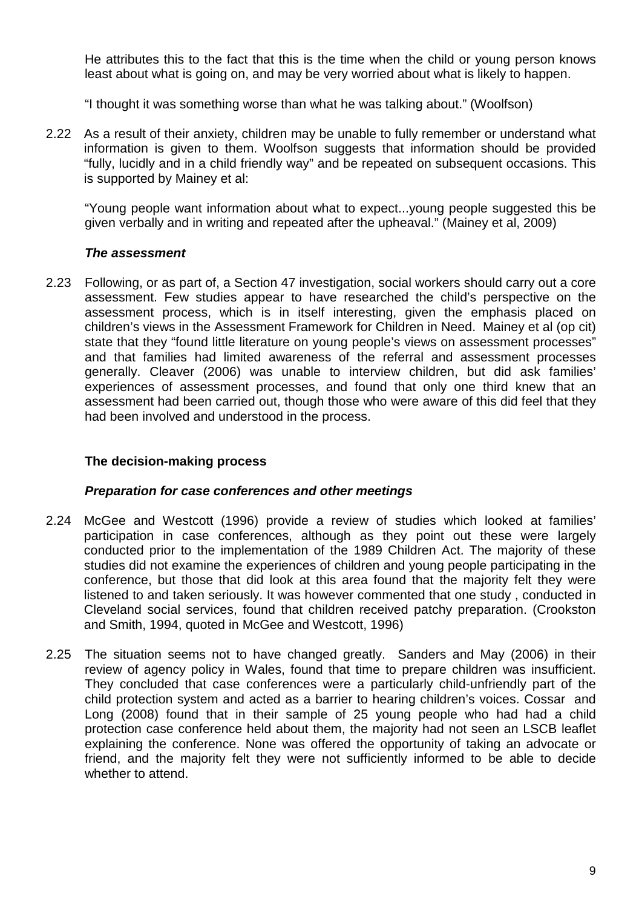He attributes this to the fact that this is the time when the child or young person knows least about what is going on, and may be very worried about what is likely to happen.

"I thought it was something worse than what he was talking about." (Woolfson)

2.22 As a result of their anxiety, children may be unable to fully remember or understand what information is given to them. Woolfson suggests that information should be provided "fully, lucidly and in a child friendly way" and be repeated on subsequent occasions. This is supported by Mainey et al:

"Young people want information about what to expect...young people suggested this be given verbally and in writing and repeated after the upheaval." (Mainey et al, 2009)

#### *The assessment*

2.23 Following, or as part of, a Section 47 investigation, social workers should carry out a core assessment. Few studies appear to have researched the child's perspective on the assessment process, which is in itself interesting, given the emphasis placed on children's views in the Assessment Framework for Children in Need. Mainey et al (op cit) state that they "found little literature on young people's views on assessment processes" and that families had limited awareness of the referral and assessment processes generally. Cleaver (2006) was unable to interview children, but did ask families' experiences of assessment processes, and found that only one third knew that an assessment had been carried out, though those who were aware of this did feel that they had been involved and understood in the process.

### The decision-making process

#### *Preparation for case conferences and other meetings*

2.24 McGee and Westcott (1996) provide a review of studies which looked at families' participation in case conferences, although as they point out these were largely conducted prior to the implementation of the 1989 Children Act. The majority of these studies did not examine the experiences of children and young people participating in the conference, but those that did look at this area found that the majority felt they were listened to and taken seriously. It was however commented that one study , conducted in Cleveland social services, found that children received patchy preparation. (Crookston and Smith, 1994, quoted in McGee and Westcott, 1996)

2.25 The situation seems not to have changed greatly. Sanders and May (2006) in their review of agency policy in Wales, found that time to prepare children was insufficient. They concluded that case conferences were a particularly child-unfriendly part of the child protection system and acted as a barrier to hearing children's voices. Cossar and Long (2008) found that in their sample of 25 young people who had had a child protection case conference held about them, the majority had not seen an LSCB leaflet explaining the conference. None was offered the opportunity of taking an advocate or friend, and the majority felt they were not sufficiently informed to be able to decide whether to attend.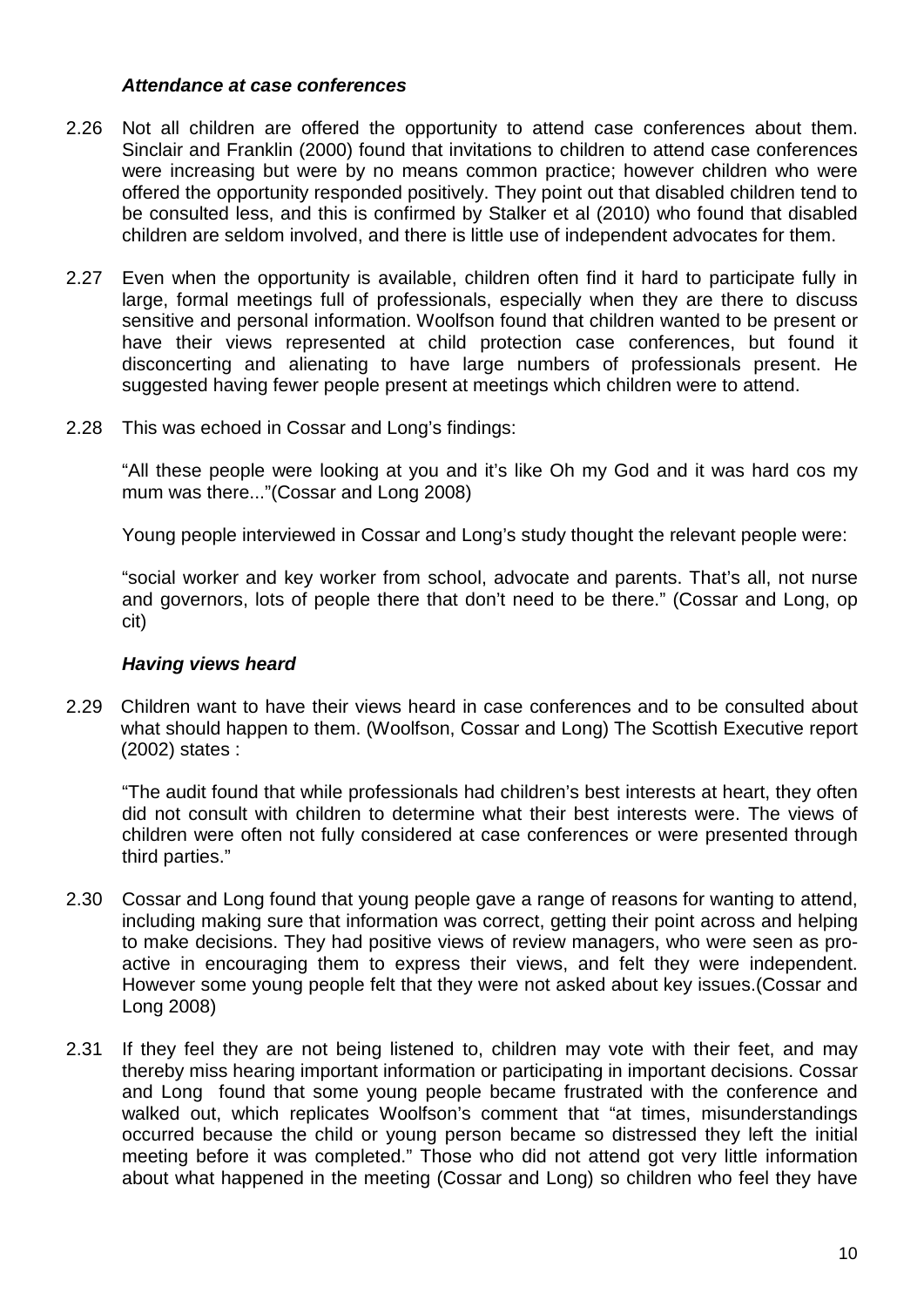### ***Attendance at case conferences***

2.26 Not all children are offered the opportunity to attend case conferences about them. Sinclair and Franklin (2000) found that invitations to children to attend case conferences were increasing but were by no means common practice; however children who were offered the opportunity responded positively. They point out that disabled children tend to be consulted less, and this is confirmed by Stalker et al (2010) who found that disabled children are seldom involved, and there is little use of independent advocates for them.

2.27 Even when the opportunity is available, children often find it hard to participate fully in large, formal meetings full of professionals, especially when they are there to discuss sensitive and personal information. Woolfson found that children wanted to be present or have their views represented at child protection case conferences, but found it disconcerting and alienating to have large numbers of professionals present. He suggested having fewer people present at meetings which children were to attend.

2.28 This was echoed in Cossar and Long's findings:

"All these people were looking at you and it's like Oh my God and it was hard cos my mum was there..."(Cossar and Long 2008)

Young people interviewed in Cossar and Long's study thought the relevant people were:

"social worker and key worker from school, advocate and parents. That's all, not nurse and governors, lots of people there that don't need to be there." (Cossar and Long, op cit)

### ***Having views heard***

2.29 Children want to have their views heard in case conferences and to be consulted about what should happen to them. (Woolfson, Cossar and Long) The Scottish Executive report (2002) states :

"The audit found that while professionals had children's best interests at heart, they often did not consult with children to determine what their best interests were. The views of children were often not fully considered at case conferences or were presented through third parties."

2.30 Cossar and Long found that young people gave a range of reasons for wanting to attend, including making sure that information was correct, getting their point across and helping to make decisions. They had positive views of review managers, who were seen as pro-active in encouraging them to express their views, and felt they were independent. However some young people felt that they were not asked about key issues.(Cossar and Long 2008)

2.31 If they feel they are not being listened to, children may vote with their feet, and may thereby miss hearing important information or participating in important decisions. Cossar and Long found that some young people became frustrated with the conference and walked out, which replicates Woolfson's comment that "at times, misunderstandings occurred because the child or young person became so distressed they left the initial meeting before it was completed." Those who did not attend got very little information about what happened in the meeting (Cossar and Long) so children who feel they have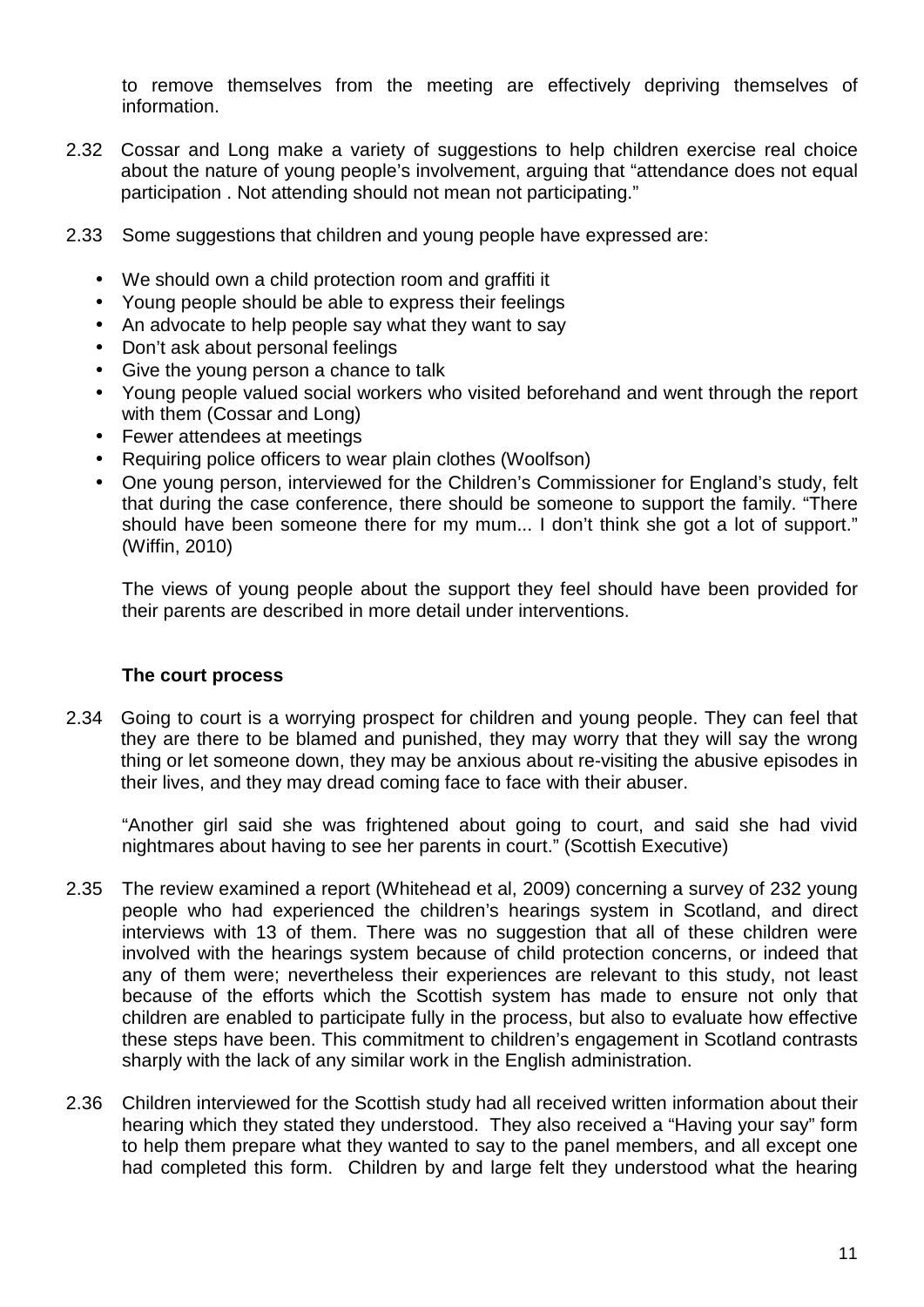to remove themselves from the meeting are effectively depriving themselves of information.

2.32 Cossar and Long make a variety of suggestions to help children exercise real choice about the nature of young people's involvement, arguing that "attendance does not equal participation . Not attending should not mean not participating."

2.33 Some suggestions that children and young people have expressed are:

- We should own a child protection room and graffiti it
- Young people should be able to express their feelings
- An advocate to help people say what they want to say
- Don't ask about personal feelings
- Give the young person a chance to talk
- Young people valued social workers who visited beforehand and went through the report with them (Cossar and Long)
- Fewer attendees at meetings
- Requiring police officers to wear plain clothes (Woolfson)
- One young person, interviewed for the Children's Commissioner for England's study, felt that during the case conference, there should be someone to support the family. "There should have been someone there for my mum... I don't think she got a lot of support." (Wiffin, 2010)

The views of young people about the support they feel should have been provided for their parents are described in more detail under interventions.

### The court process

2.34 Going to court is a worrying prospect for children and young people. They can feel that they are there to be blamed and punished, they may worry that they will say the wrong thing or let someone down, they may be anxious about re-visiting the abusive episodes in their lives, and they may dread coming face to face with their abuser.

"Another girl said she was frightened about going to court, and said she had vivid nightmares about having to see her parents in court." (Scottish Executive)

2.35 The review examined a report (Whitehead et al, 2009) concerning a survey of 232 young people who had experienced the children's hearings system in Scotland, and direct interviews with 13 of them. There was no suggestion that all of these children were involved with the hearings system because of child protection concerns, or indeed that any of them were; nevertheless their experiences are relevant to this study, not least because of the efforts which the Scottish system has made to ensure not only that children are enabled to participate fully in the process, but also to evaluate how effective these steps have been. This commitment to children's engagement in Scotland contrasts sharply with the lack of any similar work in the English administration.

2.36 Children interviewed for the Scottish study had all received written information about their hearing which they stated they understood. They also received a "Having your say" form to help them prepare what they wanted to say to the panel members, and all except one had completed this form. Children by and large felt they understood what the hearing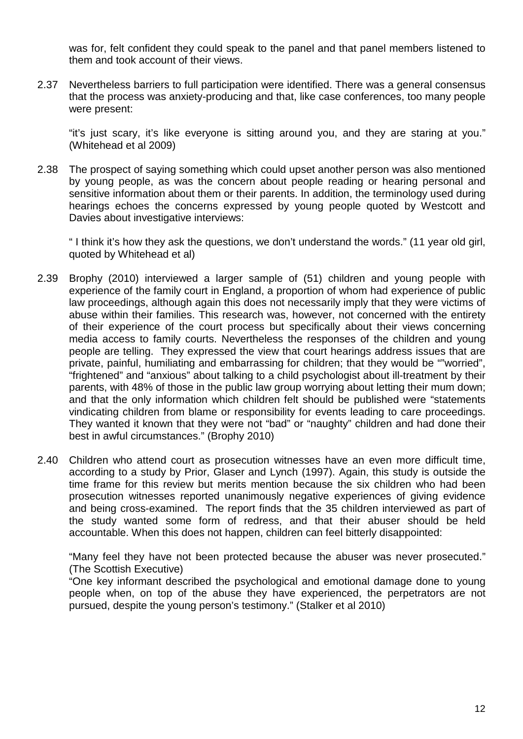was for, felt confident they could speak to the panel and that panel members listened to them and took account of their views.

2.37 Nevertheless barriers to full participation were identified. There was a general consensus that the process was anxiety-producing and that, like case conferences, too many people were present:

"it's just scary, it's like everyone is sitting around you, and they are staring at you." (Whitehead et al 2009)

2.38 The prospect of saying something which could upset another person was also mentioned by young people, as was the concern about people reading or hearing personal and sensitive information about them or their parents. In addition, the terminology used during hearings echoes the concerns expressed by young people quoted by Westcott and Davies about investigative interviews:

" I think it's how they ask the questions, we don't understand the words." (11 year old girl, quoted by Whitehead et al)

2.39 Brophy (2010) interviewed a larger sample of (51) children and young people with experience of the family court in England, a proportion of whom had experience of public law proceedings, although again this does not necessarily imply that they were victims of abuse within their families. This research was, however, not concerned with the entirety of their experience of the court process but specifically about their views concerning media access to family courts. Nevertheless the responses of the children and young people are telling. They expressed the view that court hearings address issues that are private, painful, humiliating and embarrassing for children; that they would be ""worried", "frightened" and "anxious" about talking to a child psychologist about ill-treatment by their parents, with 48% of those in the public law group worrying about letting their mum down; and that the only information which children felt should be published were "statements vindicating children from blame or responsibility for events leading to care proceedings. They wanted it known that they were not "bad" or "naughty" children and had done their best in awful circumstances." (Brophy 2010)

2.40 Children who attend court as prosecution witnesses have an even more difficult time, according to a study by Prior, Glaser and Lynch (1997). Again, this study is outside the time frame for this review but merits mention because the six children who had been prosecution witnesses reported unanimously negative experiences of giving evidence and being cross-examined. The report finds that the 35 children interviewed as part of the study wanted some form of redress, and that their abuser should be held accountable. When this does not happen, children can feel bitterly disappointed:

"Many feel they have not been protected because the abuser was never prosecuted." (The Scottish Executive)

"One key informant described the psychological and emotional damage done to young people when, on top of the abuse they have experienced, the perpetrators are not pursued, despite the young person's testimony." (Stalker et al 2010)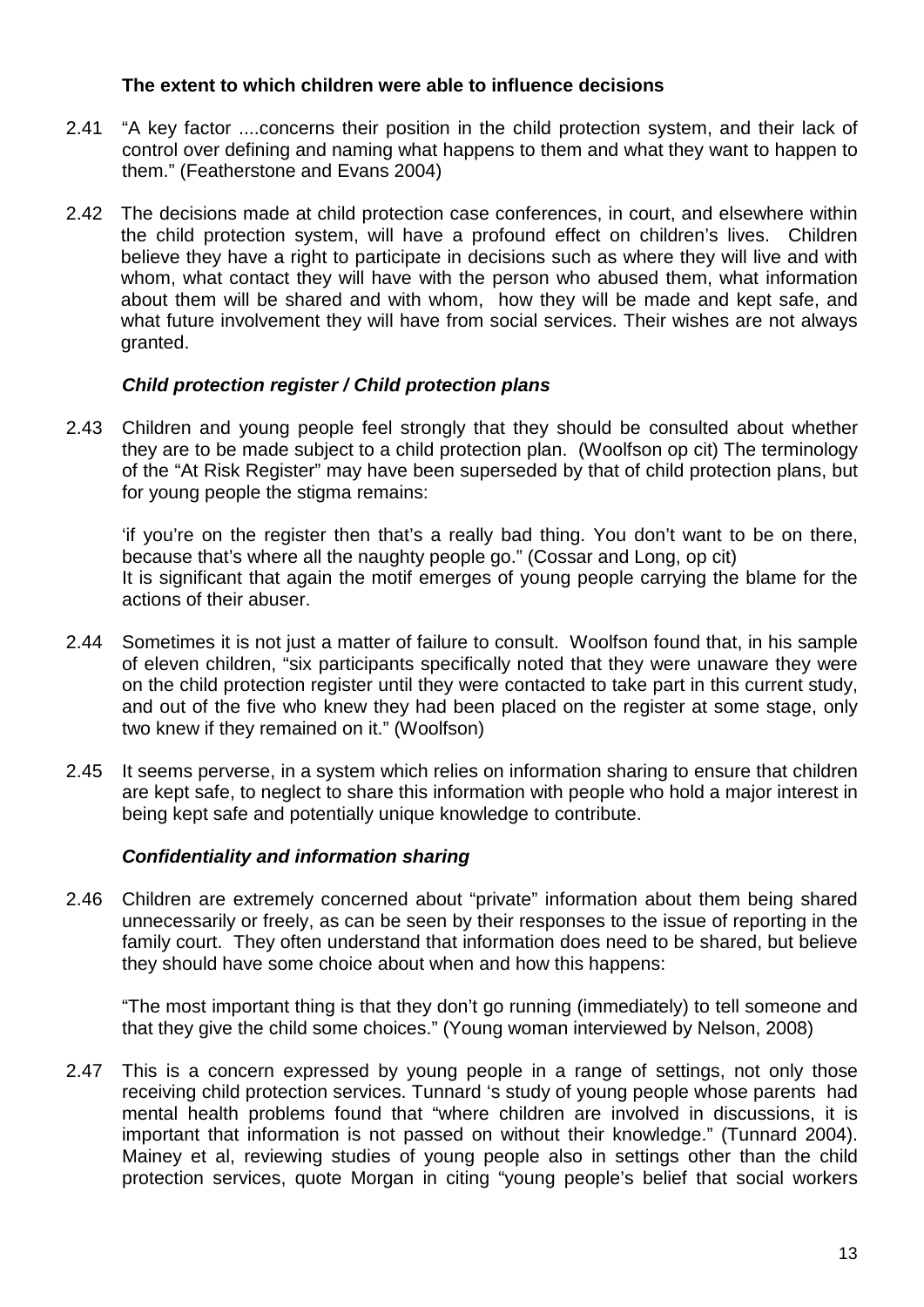**The extent to which children were able to influence decisions**

2.41 "A key factor ....concerns their position in the child protection system, and their lack of control over defining and naming what happens to them and what they want to happen to them." (Featherstone and Evans 2004)

2.42 The decisions made at child protection case conferences, in court, and elsewhere within the child protection system, will have a profound effect on children's lives. Children believe they have a right to participate in decisions such as where they will live and with whom, what contact they will have with the person who abused them, what information about them will be shared and with whom, how they will be made and kept safe, and what future involvement they will have from social services. Their wishes are not always granted.

***Child protection register / Child protection plans***

2.43 Children and young people feel strongly that they should be consulted about whether they are to be made subject to a child protection plan. (Woolfson op cit) The terminology of the "At Risk Register" may have been superseded by that of child protection plans, but for young people the stigma remains:

'if you're on the register then that's a really bad thing. You don't want to be on there, because that's where all the naughty people go." (Cossar and Long, op cit)
It is significant that again the motif emerges of young people carrying the blame for the actions of their abuser.

2.44 Sometimes it is not just a matter of failure to consult. Woolfson found that, in his sample of eleven children, "six participants specifically noted that they were unaware they were on the child protection register until they were contacted to take part in this current study, and out of the five who knew they had been placed on the register at some stage, only two knew if they remained on it." (Woolfson)

2.45 It seems perverse, in a system which relies on information sharing to ensure that children are kept safe, to neglect to share this information with people who hold a major interest in being kept safe and potentially unique knowledge to contribute.

***Confidentiality and information sharing***

2.46 Children are extremely concerned about "private" information about them being shared unnecessarily or freely, as can be seen by their responses to the issue of reporting in the family court. They often understand that information does need to be shared, but believe they should have some choice about when and how this happens:

"The most important thing is that they don't go running (immediately) to tell someone and that they give the child some choices." (Young woman interviewed by Nelson, 2008)

2.47 This is a concern expressed by young people in a range of settings, not only those receiving child protection services. Tunnard 's study of young people whose parents had mental health problems found that "where children are involved in discussions, it is important that information is not passed on without their knowledge." (Tunnard 2004). Mainey et al, reviewing studies of young people also in settings other than the child protection services, quote Morgan in citing "young people's belief that social workers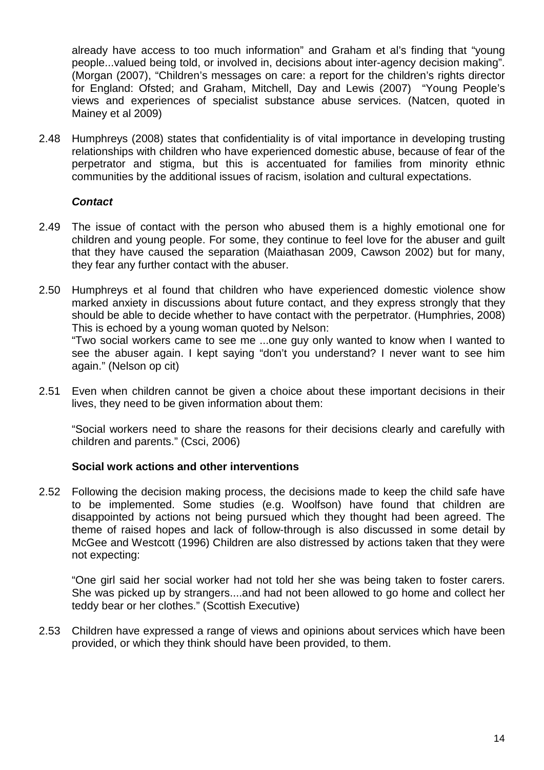already have access to too much information" and Graham et al's finding that "young people...valued being told, or involved in, decisions about inter-agency decision making". (Morgan (2007), "Children's messages on care: a report for the children's rights director for England: Ofsted; and Graham, Mitchell, Day and Lewis (2007) "Young People's views and experiences of specialist substance abuse services. (Natcen, quoted in Mainey et al 2009)

2.48 Humphreys (2008) states that confidentiality is of vital importance in developing trusting relationships with children who have experienced domestic abuse, because of fear of the perpetrator and stigma, but this is accentuated for families from minority ethnic communities by the additional issues of racism, isolation and cultural expectations.

***Contact***

2.49 The issue of contact with the person who abused them is a highly emotional one for children and young people. For some, they continue to feel love for the abuser and guilt that they have caused the separation (Maiathasan 2009, Cawson 2002) but for many, they fear any further contact with the abuser.

2.50 Humphreys et al found that children who have experienced domestic violence show marked anxiety in discussions about future contact, and they express strongly that they should be able to decide whether to have contact with the perpetrator. (Humphries, 2008) This is echoed by a young woman quoted by Nelson:
"Two social workers came to see me ...one guy only wanted to know when I wanted to see the abuser again. I kept saying "don't you understand? I never want to see him again." (Nelson op cit)

2.51 Even when children cannot be given a choice about these important decisions in their lives, they need to be given information about them:

"Social workers need to share the reasons for their decisions clearly and carefully with children and parents." (Csci, 2006)

**Social work actions and other interventions**

2.52 Following the decision making process, the decisions made to keep the child safe have to be implemented. Some studies (e.g. Woolfson) have found that children are disappointed by actions not being pursued which they thought had been agreed. The theme of raised hopes and lack of follow-through is also discussed in some detail by McGee and Westcott (1996) Children are also distressed by actions taken that they were not expecting:

"One girl said her social worker had not told her she was being taken to foster carers. She was picked up by strangers....and had not been allowed to go home and collect her teddy bear or her clothes." (Scottish Executive)

2.53 Children have expressed a range of views and opinions about services which have been provided, or which they think should have been provided, to them.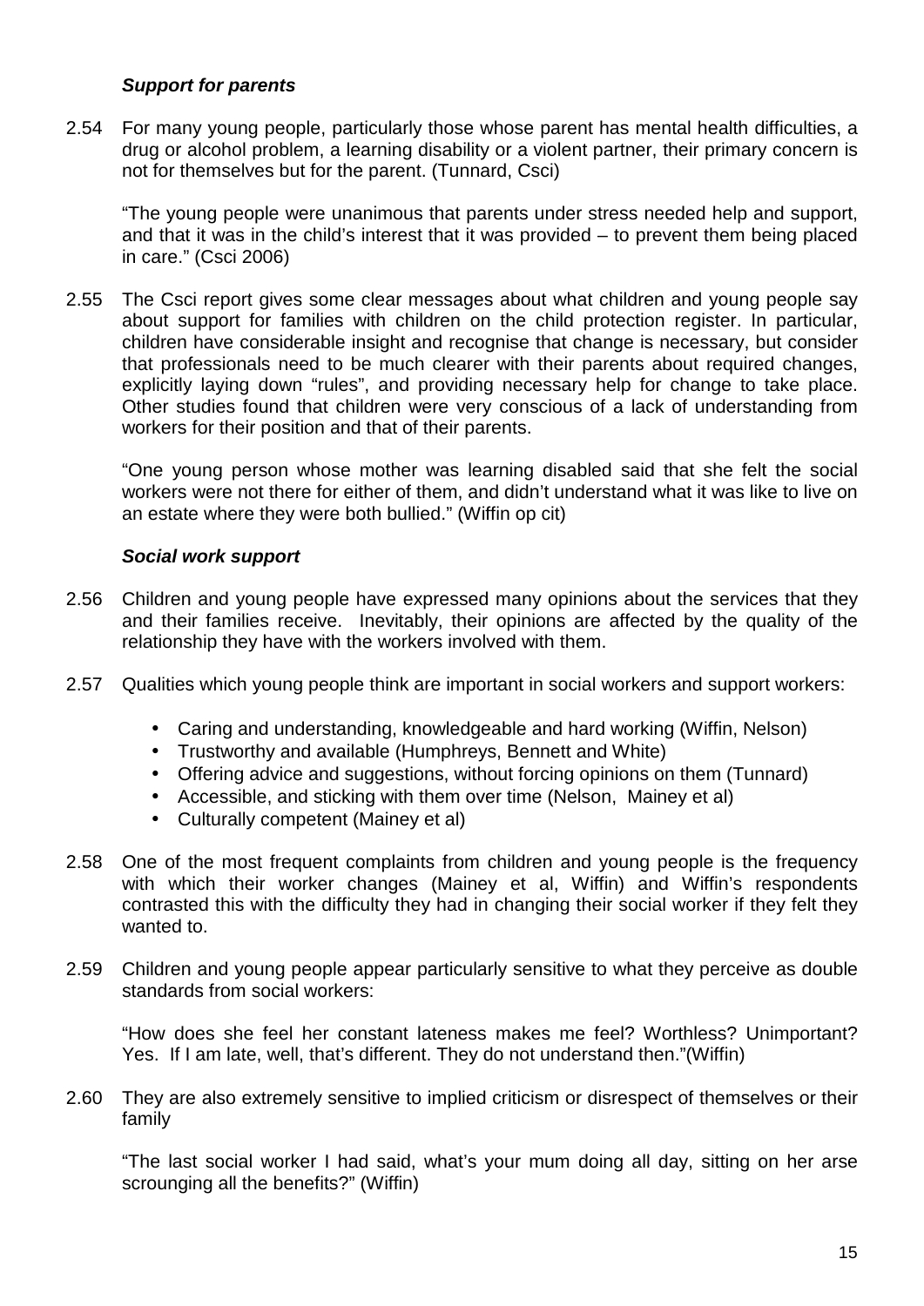### *Support for parents*

2.54 For many young people, particularly those whose parent has mental health difficulties, a drug or alcohol problem, a learning disability or a violent partner, their primary concern is not for themselves but for the parent. (Tunnard, Csci)

"The young people were unanimous that parents under stress needed help and support, and that it was in the child's interest that it was provided – to prevent them being placed in care." (Csci 2006)

2.55 The Csci report gives some clear messages about what children and young people say about support for families with children on the child protection register. In particular, children have considerable insight and recognise that change is necessary, but consider that professionals need to be much clearer with their parents about required changes, explicitly laying down "rules", and providing necessary help for change to take place. Other studies found that children were very conscious of a lack of understanding from workers for their position and that of their parents.

"One young person whose mother was learning disabled said that she felt the social workers were not there for either of them, and didn't understand what it was like to live on an estate where they were both bullied." (Wiffin op cit)

### *Social work support*

2.56 Children and young people have expressed many opinions about the services that they and their families receive. Inevitably, their opinions are affected by the quality of the relationship they have with the workers involved with them.

2.57 Qualities which young people think are important in social workers and support workers:

- Caring and understanding, knowledgeable and hard working (Wiffin, Nelson)
- Trustworthy and available (Humphreys, Bennett and White)
- Offering advice and suggestions, without forcing opinions on them (Tunnard)
- Accessible, and sticking with them over time (Nelson, Mainey et al)
- Culturally competent (Mainey et al)

2.58 One of the most frequent complaints from children and young people is the frequency with which their worker changes (Mainey et al, Wiffin) and Wiffin's respondents contrasted this with the difficulty they had in changing their social worker if they felt they wanted to.

2.59 Children and young people appear particularly sensitive to what they perceive as double standards from social workers:

"How does she feel her constant lateness makes me feel? Worthless? Unimportant? Yes. If I am late, well, that's different. They do not understand then."(Wiffin)

2.60 They are also extremely sensitive to implied criticism or disrespect of themselves or their family

"The last social worker I had said, what's your mum doing all day, sitting on her arse scrounging all the benefits?" (Wiffin)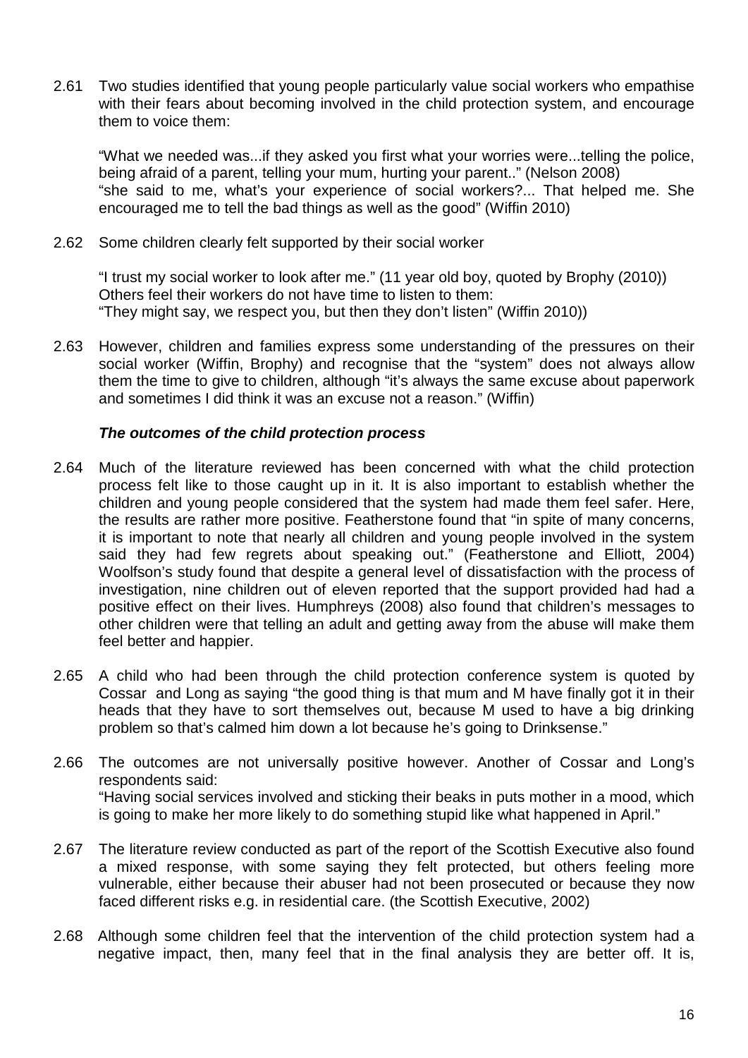2.61 Two studies identified that young people particularly value social workers who empathise with their fears about becoming involved in the child protection system, and encourage them to voice them:

"What we needed was...if they asked you first what your worries were...telling the police, being afraid of a parent, telling your mum, hurting your parent.." (Nelson 2008)
"she said to me, what's your experience of social workers?... That helped me. She encouraged me to tell the bad things as well as the good" (Wiffin 2010)

2.62 Some children clearly felt supported by their social worker

"I trust my social worker to look after me." (11 year old boy, quoted by Brophy (2010))
Others feel their workers do not have time to listen to them:
"They might say, we respect you, but then they don't listen" (Wiffin 2010))

2.63 However, children and families express some understanding of the pressures on their social worker (Wiffin, Brophy) and recognise that the "system" does not always allow them the time to give to children, although "it's always the same excuse about paperwork and sometimes I did think it was an excuse not a reason." (Wiffin)

### *The outcomes of the child protection process*

2.64 Much of the literature reviewed has been concerned with what the child protection process felt like to those caught up in it. It is also important to establish whether the children and young people considered that the system had made them feel safer. Here, the results are rather more positive. Featherstone found that "in spite of many concerns, it is important to note that nearly all children and young people involved in the system said they had few regrets about speaking out." (Featherstone and Elliott, 2004) Woolfson's study found that despite a general level of dissatisfaction with the process of investigation, nine children out of eleven reported that the support provided had had a positive effect on their lives. Humphreys (2008) also found that children's messages to other children were that telling an adult and getting away from the abuse will make them feel better and happier.

2.65 A child who had been through the child protection conference system is quoted by Cossar and Long as saying "the good thing is that mum and M have finally got it in their heads that they have to sort themselves out, because M used to have a big drinking problem so that's calmed him down a lot because he's going to Drinksense."

2.66 The outcomes are not universally positive however. Another of Cossar and Long's respondents said:
"Having social services involved and sticking their beaks in puts mother in a mood, which is going to make her more likely to do something stupid like what happened in April."

2.67 The literature review conducted as part of the report of the Scottish Executive also found a mixed response, with some saying they felt protected, but others feeling more vulnerable, either because their abuser had not been prosecuted or because they now faced different risks e.g. in residential care. (the Scottish Executive, 2002)

2.68 Although some children feel that the intervention of the child protection system had a negative impact, then, many feel that in the final analysis they are better off. It is,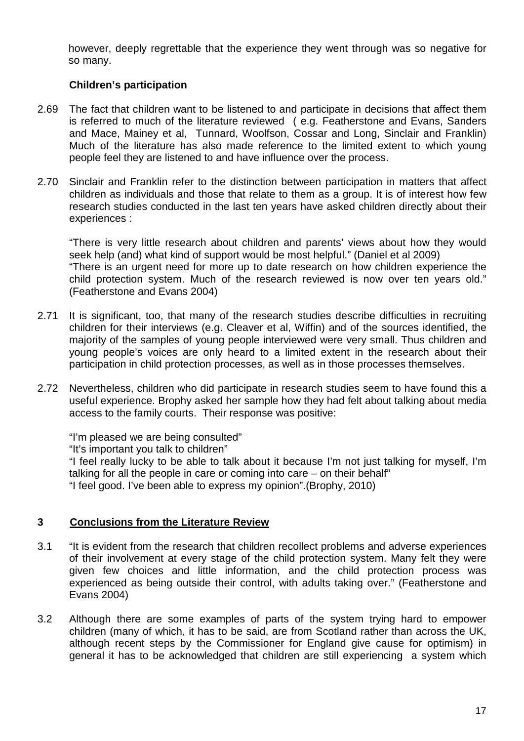however, deeply regrettable that the experience they went through was so negative for so many.

**Children's participation**

2.69 The fact that children want to be listened to and participate in decisions that affect them is referred to much of the literature reviewed ( e.g. Featherstone and Evans, Sanders and Mace, Mainey et al, Tunnard, Woolfson, Cossar and Long, Sinclair and Franklin) Much of the literature has also made reference to the limited extent to which young people feel they are listened to and have influence over the process.

2.70 Sinclair and Franklin refer to the distinction between participation in matters that affect children as individuals and those that relate to them as a group. It is of interest how few research studies conducted in the last ten years have asked children directly about their experiences :

"There is very little research about children and parents' views about how they would seek help (and) what kind of support would be most helpful." (Daniel et al 2009)
"There is an urgent need for more up to date research on how children experience the child protection system. Much of the research reviewed is now over ten years old." (Featherstone and Evans 2004)

2.71 It is significant, too, that many of the research studies describe difficulties in recruiting children for their interviews (e.g. Cleaver et al, Wiffin) and of the sources identified, the majority of the samples of young people interviewed were very small. Thus children and young people's voices are only heard to a limited extent in the research about their participation in child protection processes, as well as in those processes themselves.

2.72 Nevertheless, children who did participate in research studies seem to have found this a useful experience. Brophy asked her sample how they had felt about talking about media access to the family courts. Their response was positive:

"I'm pleased we are being consulted"
"It's important you talk to children"
"I feel really lucky to be able to talk about it because I'm not just talking for myself, I'm talking for all the people in care or coming into care – on their behalf"
"I feel good. I've been able to express my opinion".(Brophy, 2010)

## 3 Conclusions from the Literature Review

3.1 "It is evident from the research that children recollect problems and adverse experiences of their involvement at every stage of the child protection system. Many felt they were given few choices and little information, and the child protection process was experienced as being outside their control, with adults taking over." (Featherstone and Evans 2004)

3.2 Although there are some examples of parts of the system trying hard to empower children (many of which, it has to be said, are from Scotland rather than across the UK, although recent steps by the Commissioner for England give cause for optimism) in general it has to be acknowledged that children are still experiencing a system which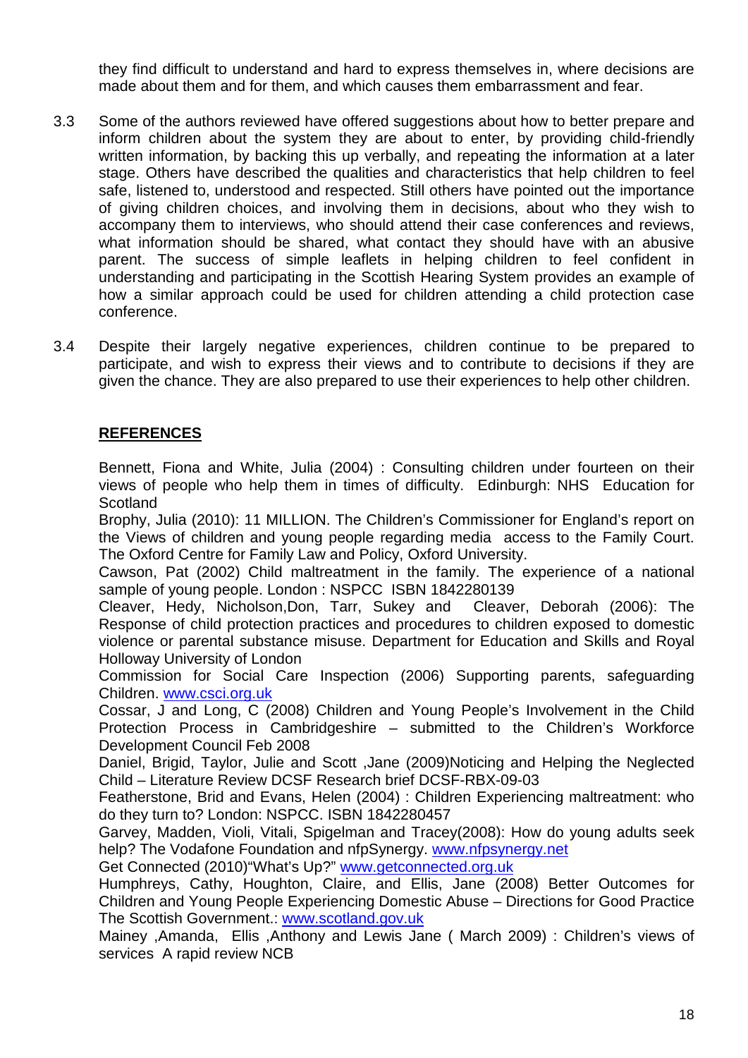they find difficult to understand and hard to express themselves in, where decisions are made about them and for them, and which causes them embarrassment and fear.

3.3 Some of the authors reviewed have offered suggestions about how to better prepare and inform children about the system they are about to enter, by providing child-friendly written information, by backing this up verbally, and repeating the information at a later stage. Others have described the qualities and characteristics that help children to feel safe, listened to, understood and respected. Still others have pointed out the importance of giving children choices, and involving them in decisions, about who they wish to accompany them to interviews, who should attend their case conferences and reviews, what information should be shared, what contact they should have with an abusive parent. The success of simple leaflets in helping children to feel confident in understanding and participating in the Scottish Hearing System provides an example of how a similar approach could be used for children attending a child protection case conference.

3.4 Despite their largely negative experiences, children continue to be prepared to participate, and wish to express their views and to contribute to decisions if they are given the chance. They are also prepared to use their experiences to help other children.

**REFERENCES**

Bennett, Fiona and White, Julia (2004) : Consulting children under fourteen on their views of people who help them in times of difficulty. Edinburgh: NHS Education for Scotland

Brophy, Julia (2010): 11 MILLION. The Children's Commissioner for England's report on the Views of children and young people regarding media access to the Family Court. The Oxford Centre for Family Law and Policy, Oxford University.

Cawson, Pat (2002) Child maltreatment in the family. The experience of a national sample of young people. London : NSPCC ISBN 1842280139

Cleaver, Hedy, Nicholson,Don, Tarr, Sukey and Cleaver, Deborah (2006): The Response of child protection practices and procedures to children exposed to domestic violence or parental substance misuse. Department for Education and Skills and Royal Holloway University of London

Commission for Social Care Inspection (2006) Supporting parents, safeguarding Children. www.csci.org.uk

Cossar, J and Long, C (2008) Children and Young People's Involvement in the Child Protection Process in Cambridgeshire – submitted to the Children's Workforce Development Council Feb 2008

Daniel, Brigid, Taylor, Julie and Scott ,Jane (2009)Noticing and Helping the Neglected Child – Literature Review DCSF Research brief DCSF-RBX-09-03

Featherstone, Brid and Evans, Helen (2004) : Children Experiencing maltreatment: who do they turn to? London: NSPCC. ISBN 1842280457

Garvey, Madden, Violi, Vitali, Spigelman and Tracey(2008): How do young adults seek help? The Vodafone Foundation and nfpSynergy. www.nfpsynergy.net

Get Connected (2010)"What's Up?" www.getconnected.org.uk

Humphreys, Cathy, Houghton, Claire, and Ellis, Jane (2008) Better Outcomes for Children and Young People Experiencing Domestic Abuse – Directions for Good Practice The Scottish Government.: www.scotland.gov.uk

Mainey ,Amanda, Ellis ,Anthony and Lewis Jane ( March 2009) : Children's views of services A rapid review NCB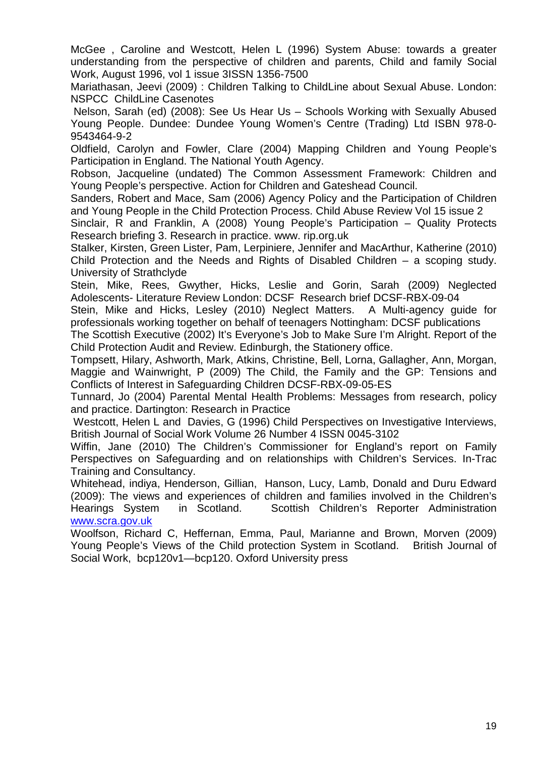McGee , Caroline and Westcott, Helen L (1996) System Abuse: towards a greater understanding from the perspective of children and parents, Child and family Social Work, August 1996, vol 1 issue 3ISSN 1356-7500

Mariathasan, Jeevi (2009) : Children Talking to ChildLine about Sexual Abuse. London: NSPCC ChildLine Casenotes

Nelson, Sarah (ed) (2008): See Us Hear Us – Schools Working with Sexually Abused Young People. Dundee: Dundee Young Women's Centre (Trading) Ltd ISBN 978-0-9543464-9-2

Oldfield, Carolyn and Fowler, Clare (2004) Mapping Children and Young People's Participation in England. The National Youth Agency.

Robson, Jacqueline (undated) The Common Assessment Framework: Children and Young People's perspective. Action for Children and Gateshead Council.

Sanders, Robert and Mace, Sam (2006) Agency Policy and the Participation of Children and Young People in the Child Protection Process. Child Abuse Review Vol 15 issue 2

Sinclair, R and Franklin, A (2008) Young People's Participation – Quality Protects Research briefing 3. Research in practice. www. rip.org.uk

Stalker, Kirsten, Green Lister, Pam, Lerpiniere, Jennifer and MacArthur, Katherine (2010) Child Protection and the Needs and Rights of Disabled Children – a scoping study. University of Strathclyde

Stein, Mike, Rees, Gwyther, Hicks, Leslie and Gorin, Sarah (2009) Neglected Adolescents- Literature Review London: DCSF Research brief DCSF-RBX-09-04

Stein, Mike and Hicks, Lesley (2010) Neglect Matters. A Multi-agency guide for professionals working together on behalf of teenagers Nottingham: DCSF publications

The Scottish Executive (2002) It's Everyone's Job to Make Sure I'm Alright. Report of the Child Protection Audit and Review. Edinburgh, the Stationery office.

Tompsett, Hilary, Ashworth, Mark, Atkins, Christine, Bell, Lorna, Gallagher, Ann, Morgan, Maggie and Wainwright, P (2009) The Child, the Family and the GP: Tensions and Conflicts of Interest in Safeguarding Children DCSF-RBX-09-05-ES

Tunnard, Jo (2004) Parental Mental Health Problems: Messages from research, policy and practice. Dartington: Research in Practice

Westcott, Helen L and Davies, G (1996) Child Perspectives on Investigative Interviews, British Journal of Social Work Volume 26 Number 4 ISSN 0045-3102

Wiffin, Jane (2010) The Children's Commissioner for England's report on Family Perspectives on Safeguarding and on relationships with Children's Services. In-Trac Training and Consultancy.

Whitehead, indiya, Henderson, Gillian, Hanson, Lucy, Lamb, Donald and Duru Edward (2009): The views and experiences of children and families involved in the Children's Hearings System in Scotland. Scottish Children's Reporter Administration www.scra.gov.uk

Woolfson, Richard C, Heffernan, Emma, Paul, Marianne and Brown, Morven (2009) Young People's Views of the Child protection System in Scotland. British Journal of Social Work, bcp120v1—bcp120. Oxford University press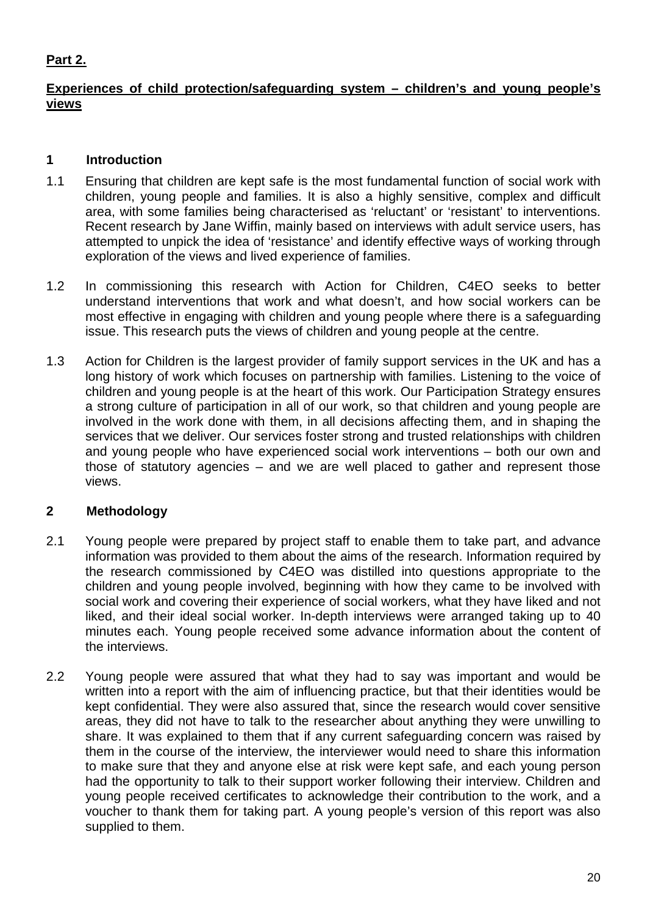**Part 2.**

**Experiences of child protection/safeguarding system – children's and young people's views**

## 1 Introduction

1.1 Ensuring that children are kept safe is the most fundamental function of social work with children, young people and families. It is also a highly sensitive, complex and difficult area, with some families being characterised as 'reluctant' or 'resistant' to interventions. Recent research by Jane Wiffin, mainly based on interviews with adult service users, has attempted to unpick the idea of 'resistance' and identify effective ways of working through exploration of the views and lived experience of families.

1.2 In commissioning this research with Action for Children, C4EO seeks to better understand interventions that work and what doesn't, and how social workers can be most effective in engaging with children and young people where there is a safeguarding issue. This research puts the views of children and young people at the centre.

1.3 Action for Children is the largest provider of family support services in the UK and has a long history of work which focuses on partnership with families. Listening to the voice of children and young people is at the heart of this work. Our Participation Strategy ensures a strong culture of participation in all of our work, so that children and young people are involved in the work done with them, in all decisions affecting them, and in shaping the services that we deliver. Our services foster strong and trusted relationships with children and young people who have experienced social work interventions – both our own and those of statutory agencies – and we are well placed to gather and represent those views.

## 2 Methodology

2.1 Young people were prepared by project staff to enable them to take part, and advance information was provided to them about the aims of the research. Information required by the research commissioned by C4EO was distilled into questions appropriate to the children and young people involved, beginning with how they came to be involved with social work and covering their experience of social workers, what they have liked and not liked, and their ideal social worker. In-depth interviews were arranged taking up to 40 minutes each. Young people received some advance information about the content of the interviews.

2.2 Young people were assured that what they had to say was important and would be written into a report with the aim of influencing practice, but that their identities would be kept confidential. They were also assured that, since the research would cover sensitive areas, they did not have to talk to the researcher about anything they were unwilling to share. It was explained to them that if any current safeguarding concern was raised by them in the course of the interview, the interviewer would need to share this information to make sure that they and anyone else at risk were kept safe, and each young person had the opportunity to talk to their support worker following their interview. Children and young people received certificates to acknowledge their contribution to the work, and a voucher to thank them for taking part. A young people's version of this report was also supplied to them.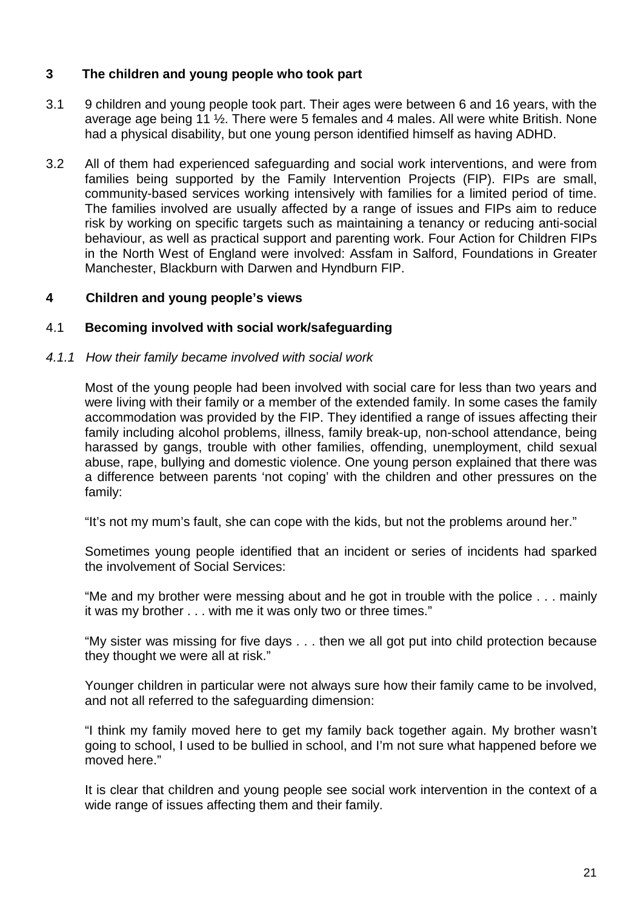## 3 The children and young people who took part

3.1 9 children and young people took part. Their ages were between 6 and 16 years, with the average age being 11 ½. There were 5 females and 4 males. All were white British. None had a physical disability, but one young person identified himself as having ADHD.

3.2 All of them had experienced safeguarding and social work interventions, and were from families being supported by the Family Intervention Projects (FIP). FIPs are small, community-based services working intensively with families for a limited period of time. The families involved are usually affected by a range of issues and FIPs aim to reduce risk by working on specific targets such as maintaining a tenancy or reducing anti-social behaviour, as well as practical support and parenting work. Four Action for Children FIPs in the North West of England were involved: Assfam in Salford, Foundations in Greater Manchester, Blackburn with Darwen and Hyndburn FIP.

## 4 Children and young people's views

### 4.1 Becoming involved with social work/safeguarding

#### *4.1.1 How their family became involved with social work*

Most of the young people had been involved with social care for less than two years and were living with their family or a member of the extended family. In some cases the family accommodation was provided by the FIP. They identified a range of issues affecting their family including alcohol problems, illness, family break-up, non-school attendance, being harassed by gangs, trouble with other families, offending, unemployment, child sexual abuse, rape, bullying and domestic violence. One young person explained that there was a difference between parents 'not coping' with the children and other pressures on the family:

"It's not my mum's fault, she can cope with the kids, but not the problems around her."

Sometimes young people identified that an incident or series of incidents had sparked the involvement of Social Services:

"Me and my brother were messing about and he got in trouble with the police . . . mainly it was my brother . . . with me it was only two or three times."

"My sister was missing for five days . . . then we all got put into child protection because they thought we were all at risk."

Younger children in particular were not always sure how their family came to be involved, and not all referred to the safeguarding dimension:

"I think my family moved here to get my family back together again. My brother wasn't going to school, I used to be bullied in school, and I'm not sure what happened before we moved here."

It is clear that children and young people see social work intervention in the context of a wide range of issues affecting them and their family.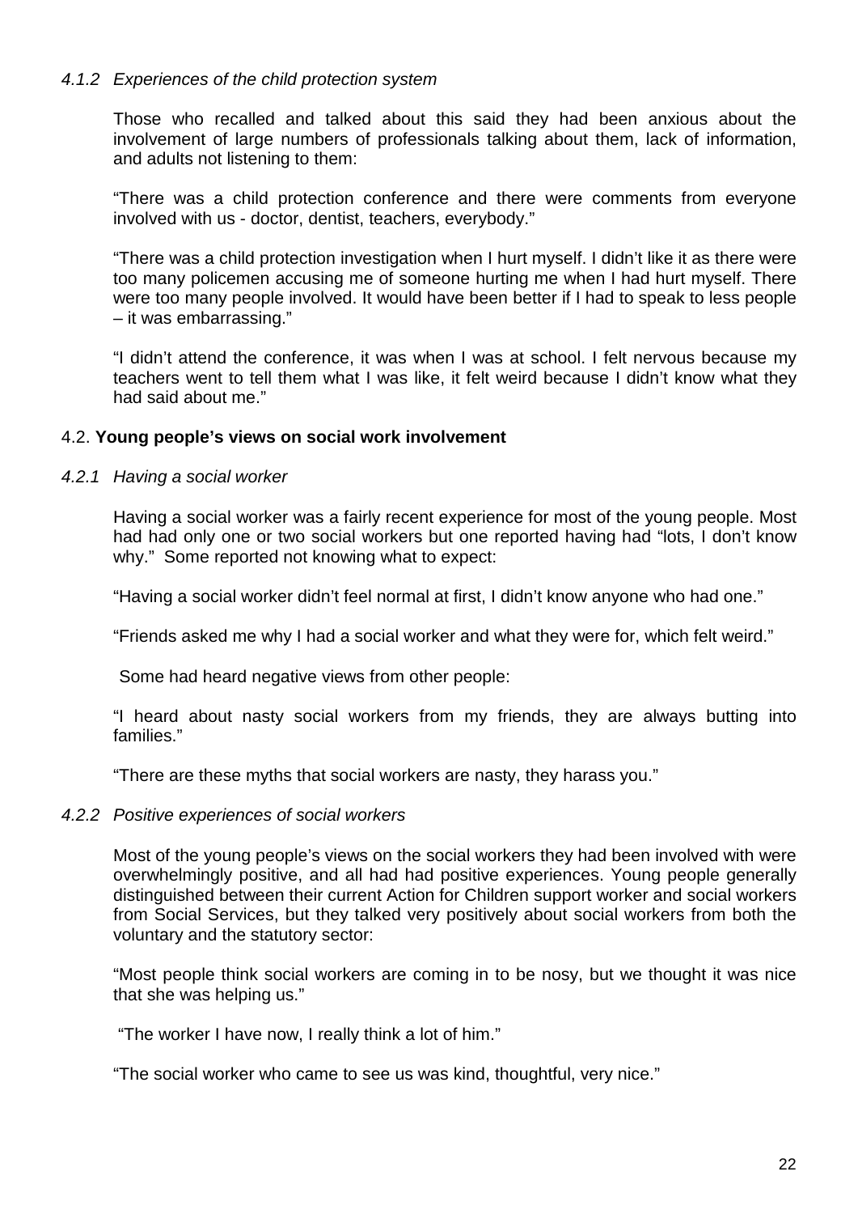#### *4.1.2 Experiences of the child protection system*

Those who recalled and talked about this said they had been anxious about the involvement of large numbers of professionals talking about them, lack of information, and adults not listening to them:

"There was a child protection conference and there were comments from everyone involved with us - doctor, dentist, teachers, everybody."

"There was a child protection investigation when I hurt myself. I didn't like it as there were too many policemen accusing me of someone hurting me when I had hurt myself. There were too many people involved. It would have been better if I had to speak to less people – it was embarrassing."

"I didn't attend the conference, it was when I was at school. I felt nervous because my teachers went to tell them what I was like, it felt weird because I didn't know what they had said about me."

### 4.2. **Young people's views on social work involvement**

#### *4.2.1 Having a social worker*

Having a social worker was a fairly recent experience for most of the young people. Most had had only one or two social workers but one reported having had "lots, I don't know why." Some reported not knowing what to expect:

"Having a social worker didn't feel normal at first, I didn't know anyone who had one."

"Friends asked me why I had a social worker and what they were for, which felt weird."

Some had heard negative views from other people:

"I heard about nasty social workers from my friends, they are always butting into families."

"There are these myths that social workers are nasty, they harass you."

#### *4.2.2 Positive experiences of social workers*

Most of the young people's views on the social workers they had been involved with were overwhelmingly positive, and all had had positive experiences. Young people generally distinguished between their current Action for Children support worker and social workers from Social Services, but they talked very positively about social workers from both the voluntary and the statutory sector:

"Most people think social workers are coming in to be nosy, but we thought it was nice that she was helping us."

"The worker I have now, I really think a lot of him."

"The social worker who came to see us was kind, thoughtful, very nice."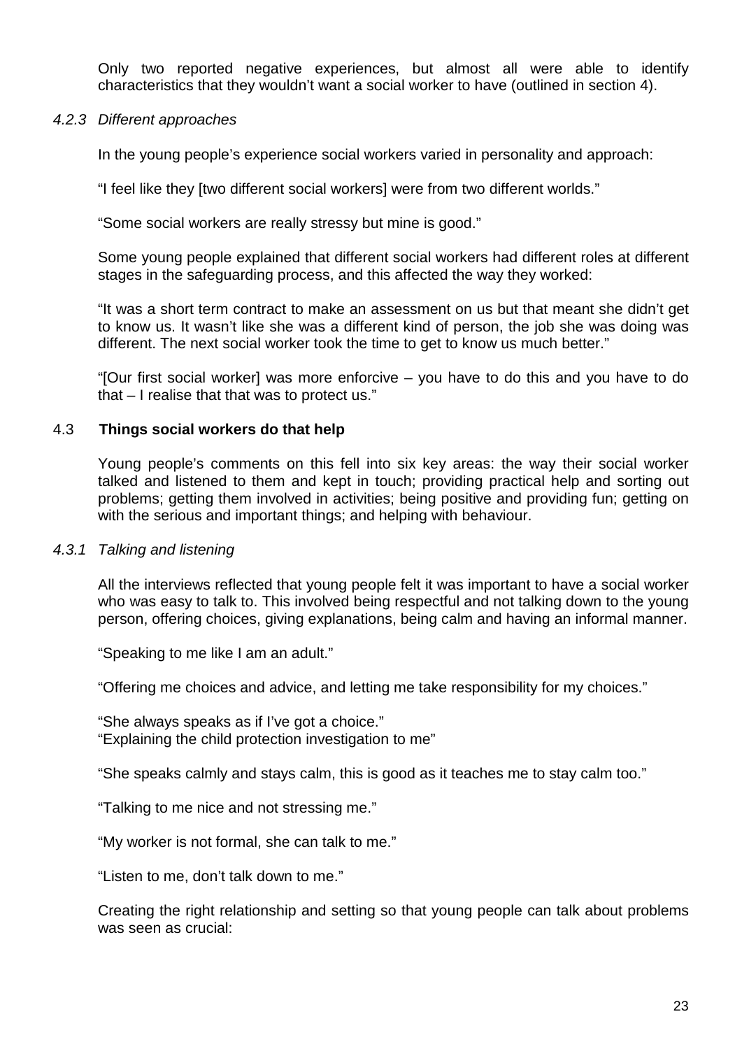Only two reported negative experiences, but almost all were able to identify characteristics that they wouldn't want a social worker to have (outlined in section 4).

### *4.2.3 Different approaches*

In the young people's experience social workers varied in personality and approach:

"I feel like they [two different social workers] were from two different worlds."

"Some social workers are really stressy but mine is good."

Some young people explained that different social workers had different roles at different stages in the safeguarding process, and this affected the way they worked:

"It was a short term contract to make an assessment on us but that meant she didn't get to know us. It wasn't like she was a different kind of person, the job she was doing was different. The next social worker took the time to get to know us much better."

"[Our first social worker] was more enforcive – you have to do this and you have to do that – I realise that that was to protect us."

## 4.3 **Things social workers do that help**

Young people's comments on this fell into six key areas: the way their social worker talked and listened to them and kept in touch; providing practical help and sorting out problems; getting them involved in activities; being positive and providing fun; getting on with the serious and important things; and helping with behaviour.

### *4.3.1 Talking and listening*

All the interviews reflected that young people felt it was important to have a social worker who was easy to talk to. This involved being respectful and not talking down to the young person, offering choices, giving explanations, being calm and having an informal manner.

"Speaking to me like I am an adult."

"Offering me choices and advice, and letting me take responsibility for my choices."

"She always speaks as if I've got a choice."
"Explaining the child protection investigation to me"

"She speaks calmly and stays calm, this is good as it teaches me to stay calm too."

"Talking to me nice and not stressing me."

"My worker is not formal, she can talk to me."

"Listen to me, don't talk down to me."

Creating the right relationship and setting so that young people can talk about problems was seen as crucial: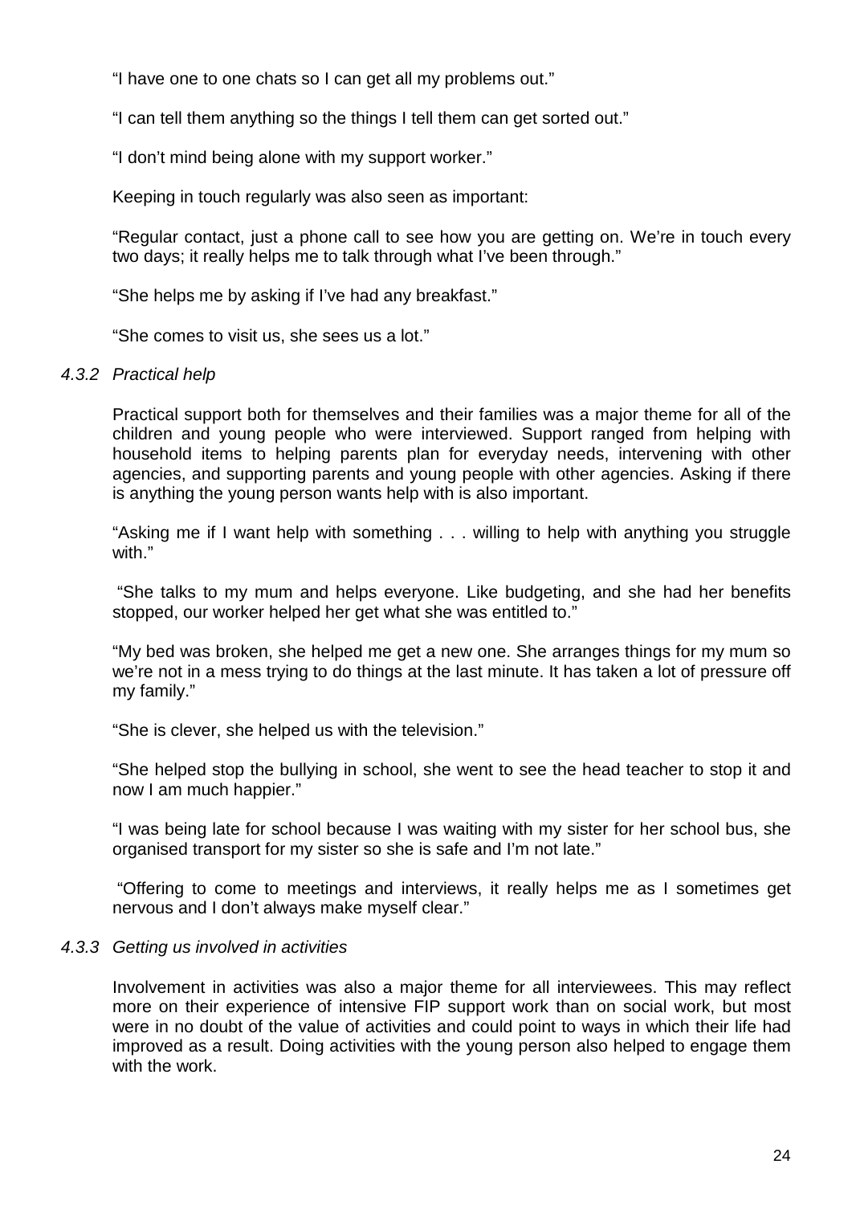"I have one to one chats so I can get all my problems out."

"I can tell them anything so the things I tell them can get sorted out."

"I don't mind being alone with my support worker."

Keeping in touch regularly was also seen as important:

"Regular contact, just a phone call to see how you are getting on. We're in touch every two days; it really helps me to talk through what I've been through."

"She helps me by asking if I've had any breakfast."

"She comes to visit us, she sees us a lot."

#### *4.3.2 Practical help*

Practical support both for themselves and their families was a major theme for all of the children and young people who were interviewed. Support ranged from helping with household items to helping parents plan for everyday needs, intervening with other agencies, and supporting parents and young people with other agencies. Asking if there is anything the young person wants help with is also important.

"Asking me if I want help with something . . . willing to help with anything you struggle with."

"She talks to my mum and helps everyone. Like budgeting, and she had her benefits stopped, our worker helped her get what she was entitled to."

"My bed was broken, she helped me get a new one. She arranges things for my mum so we're not in a mess trying to do things at the last minute. It has taken a lot of pressure off my family."

"She is clever, she helped us with the television."

"She helped stop the bullying in school, she went to see the head teacher to stop it and now I am much happier."

"I was being late for school because I was waiting with my sister for her school bus, she organised transport for my sister so she is safe and I'm not late."

"Offering to come to meetings and interviews, it really helps me as I sometimes get nervous and I don't always make myself clear."

#### *4.3.3 Getting us involved in activities*

Involvement in activities was also a major theme for all interviewees. This may reflect more on their experience of intensive FIP support work than on social work, but most were in no doubt of the value of activities and could point to ways in which their life had improved as a result. Doing activities with the young person also helped to engage them with the work.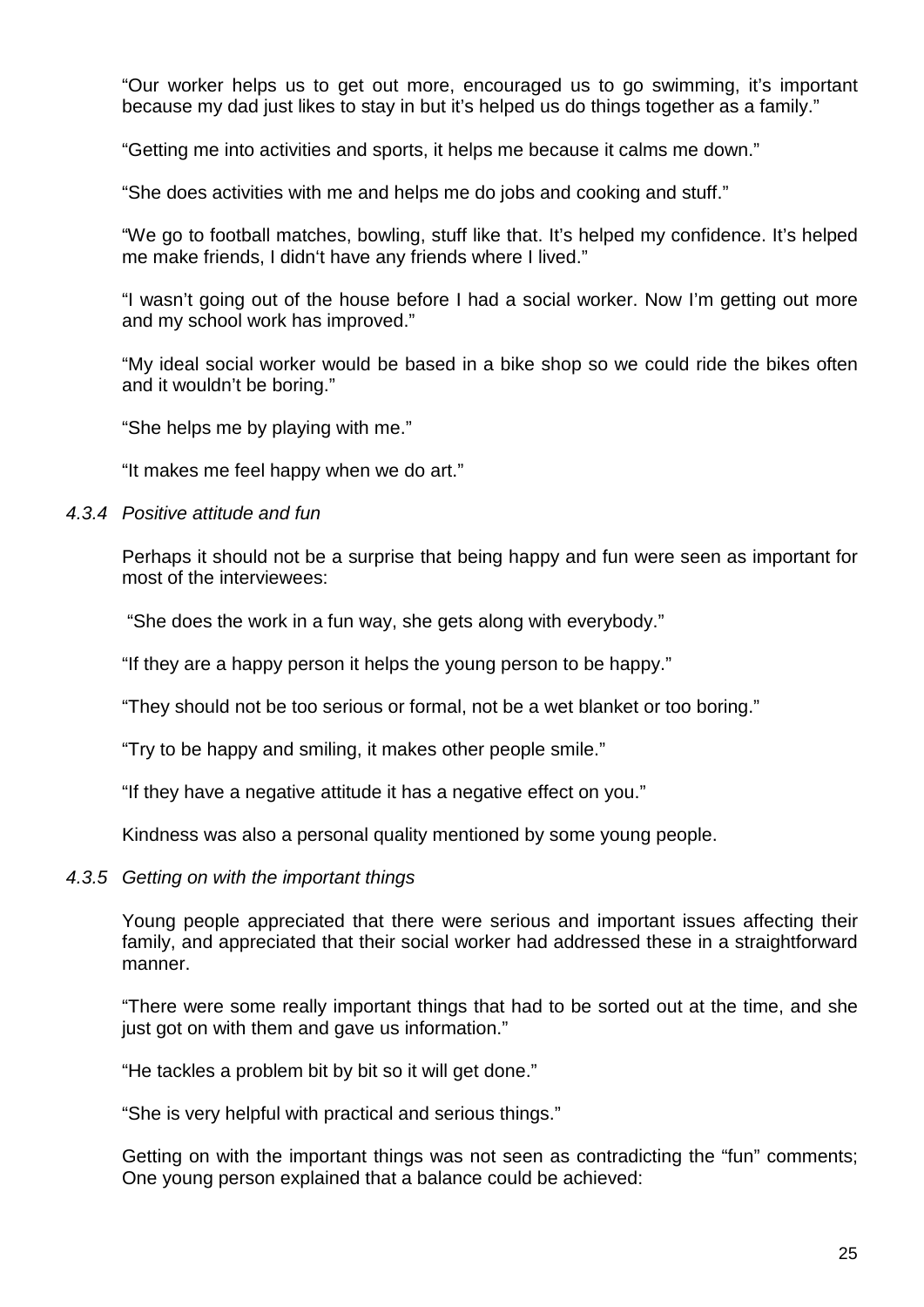"Our worker helps us to get out more, encouraged us to go swimming, it's important because my dad just likes to stay in but it's helped us do things together as a family."

"Getting me into activities and sports, it helps me because it calms me down."

"She does activities with me and helps me do jobs and cooking and stuff."

"We go to football matches, bowling, stuff like that. It's helped my confidence. It's helped me make friends, I didn't have any friends where I lived."

"I wasn't going out of the house before I had a social worker. Now I'm getting out more and my school work has improved."

"My ideal social worker would be based in a bike shop so we could ride the bikes often and it wouldn't be boring."

"She helps me by playing with me."

"It makes me feel happy when we do art."

#### *4.3.4 Positive attitude and fun*

Perhaps it should not be a surprise that being happy and fun were seen as important for most of the interviewees:

"She does the work in a fun way, she gets along with everybody."

"If they are a happy person it helps the young person to be happy."

"They should not be too serious or formal, not be a wet blanket or too boring."

"Try to be happy and smiling, it makes other people smile."

"If they have a negative attitude it has a negative effect on you."

Kindness was also a personal quality mentioned by some young people.

#### *4.3.5 Getting on with the important things*

Young people appreciated that there were serious and important issues affecting their family, and appreciated that their social worker had addressed these in a straightforward manner.

"There were some really important things that had to be sorted out at the time, and she just got on with them and gave us information."

"He tackles a problem bit by bit so it will get done."

"She is very helpful with practical and serious things."

Getting on with the important things was not seen as contradicting the "fun" comments; One young person explained that a balance could be achieved: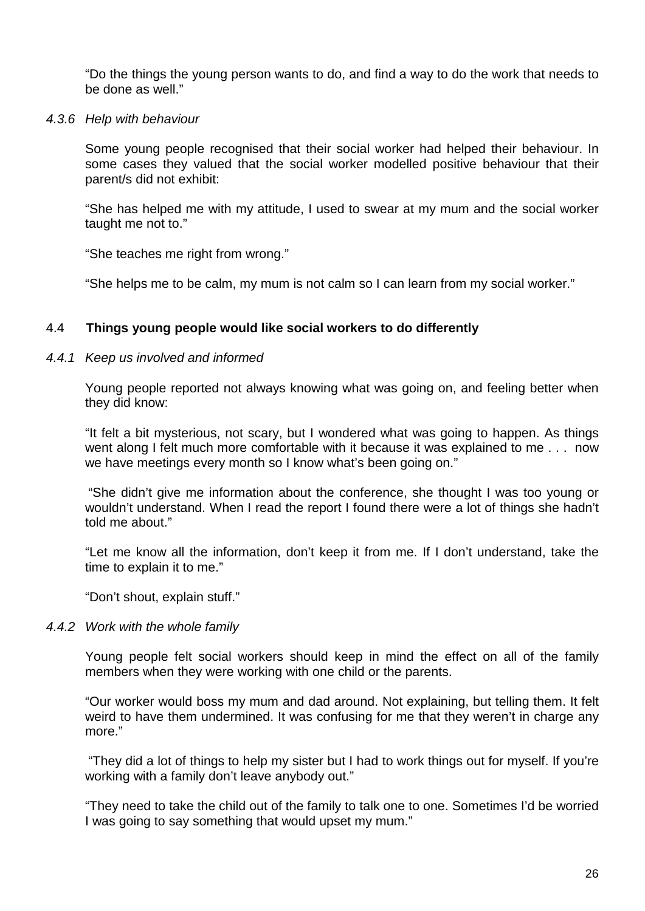"Do the things the young person wants to do, and find a way to do the work that needs to be done as well."

#### *4.3.6 Help with behaviour*

Some young people recognised that their social worker had helped their behaviour. In some cases they valued that the social worker modelled positive behaviour that their parent/s did not exhibit:

"She has helped me with my attitude, I used to swear at my mum and the social worker taught me not to."

"She teaches me right from wrong."

"She helps me to be calm, my mum is not calm so I can learn from my social worker."

### 4.4 **Things young people would like social workers to do differently**

#### *4.4.1 Keep us involved and informed*

Young people reported not always knowing what was going on, and feeling better when they did know:

"It felt a bit mysterious, not scary, but I wondered what was going to happen. As things went along I felt much more comfortable with it because it was explained to me . . . now we have meetings every month so I know what's been going on."

"She didn't give me information about the conference, she thought I was too young or wouldn't understand. When I read the report I found there were a lot of things she hadn't told me about."

"Let me know all the information, don't keep it from me. If I don't understand, take the time to explain it to me."

"Don't shout, explain stuff."

#### *4.4.2 Work with the whole family*

Young people felt social workers should keep in mind the effect on all of the family members when they were working with one child or the parents.

"Our worker would boss my mum and dad around. Not explaining, but telling them. It felt weird to have them undermined. It was confusing for me that they weren't in charge any more."

"They did a lot of things to help my sister but I had to work things out for myself. If you're working with a family don't leave anybody out."

"They need to take the child out of the family to talk one to one. Sometimes I'd be worried I was going to say something that would upset my mum."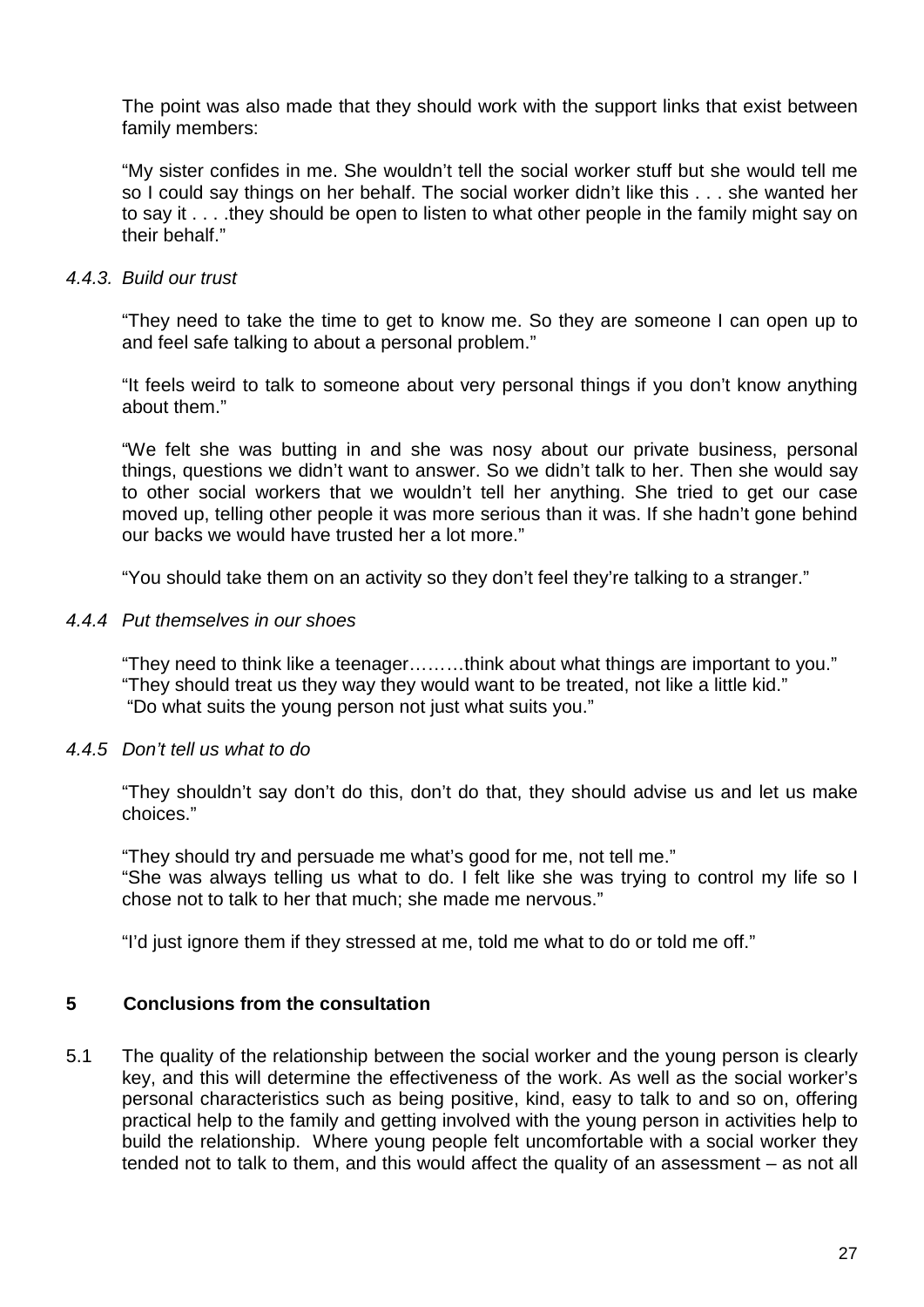The point was also made that they should work with the support links that exist between family members:

"My sister confides in me. She wouldn't tell the social worker stuff but she would tell me so I could say things on her behalf. The social worker didn't like this . . . she wanted her to say it . . . .they should be open to listen to what other people in the family might say on their behalf."

#### *4.4.3. Build our trust*

"They need to take the time to get to know me. So they are someone I can open up to and feel safe talking to about a personal problem."

"It feels weird to talk to someone about very personal things if you don't know anything about them."

"We felt she was butting in and she was nosy about our private business, personal things, questions we didn't want to answer. So we didn't talk to her. Then she would say to other social workers that we wouldn't tell her anything. She tried to get our case moved up, telling other people it was more serious than it was. If she hadn't gone behind our backs we would have trusted her a lot more."

"You should take them on an activity so they don't feel they're talking to a stranger."

#### *4.4.4 Put themselves in our shoes*

"They need to think like a teenager………think about what things are important to you."
"They should treat us they way they would want to be treated, not like a little kid."
"Do what suits the young person not just what suits you."

#### *4.4.5 Don't tell us what to do*

"They shouldn't say don't do this, don't do that, they should advise us and let us make choices."

"They should try and persuade me what's good for me, not tell me."
"She was always telling us what to do. I felt like she was trying to control my life so I chose not to talk to her that much; she made me nervous."

"I'd just ignore them if they stressed at me, told me what to do or told me off."

## **5 Conclusions from the consultation**

5.1 The quality of the relationship between the social worker and the young person is clearly key, and this will determine the effectiveness of the work. As well as the social worker's personal characteristics such as being positive, kind, easy to talk to and so on, offering practical help to the family and getting involved with the young person in activities help to build the relationship. Where young people felt uncomfortable with a social worker they tended not to talk to them, and this would affect the quality of an assessment – as not all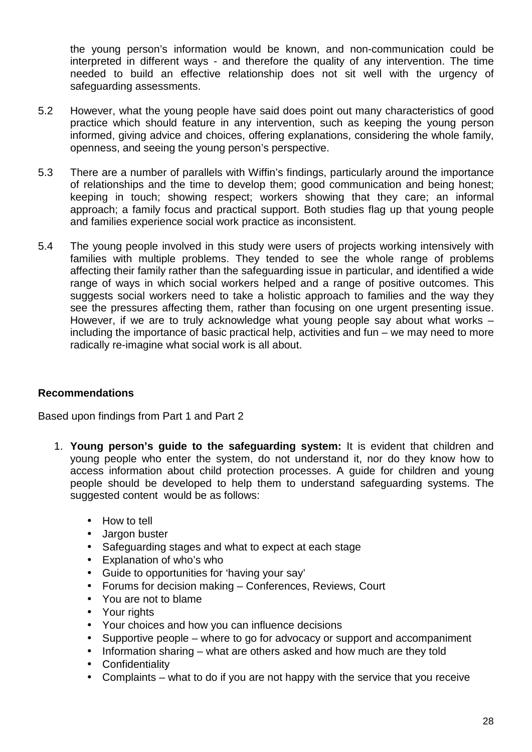the young person's information would be known, and non-communication could be interpreted in different ways - and therefore the quality of any intervention. The time needed to build an effective relationship does not sit well with the urgency of safeguarding assessments.

5.2 However, what the young people have said does point out many characteristics of good practice which should feature in any intervention, such as keeping the young person informed, giving advice and choices, offering explanations, considering the whole family, openness, and seeing the young person's perspective.

5.3 There are a number of parallels with Wiffin's findings, particularly around the importance of relationships and the time to develop them; good communication and being honest; keeping in touch; showing respect; workers showing that they care; an informal approach; a family focus and practical support. Both studies flag up that young people and families experience social work practice as inconsistent.

5.4 The young people involved in this study were users of projects working intensively with families with multiple problems. They tended to see the whole range of problems affecting their family rather than the safeguarding issue in particular, and identified a wide range of ways in which social workers helped and a range of positive outcomes. This suggests social workers need to take a holistic approach to families and the way they see the pressures affecting them, rather than focusing on one urgent presenting issue. However, if we are to truly acknowledge what young people say about what works – including the importance of basic practical help, activities and fun – we may need to more radically re-imagine what social work is all about.

**Recommendations**

Based upon findings from Part 1 and Part 2

1. **Young person's guide to the safeguarding system:** It is evident that children and young people who enter the system, do not understand it, nor do they know how to access information about child protection processes. A guide for children and young people should be developed to help them to understand safeguarding systems. The suggested content would be as follows:

   - How to tell
   - Jargon buster
   - Safeguarding stages and what to expect at each stage
   - Explanation of who's who
   - Guide to opportunities for 'having your say'
   - Forums for decision making – Conferences, Reviews, Court
   - You are not to blame
   - Your rights
   - Your choices and how you can influence decisions
   - Supportive people – where to go for advocacy or support and accompaniment
   - Information sharing – what are others asked and how much are they told
   - Confidentiality
   - Complaints – what to do if you are not happy with the service that you receive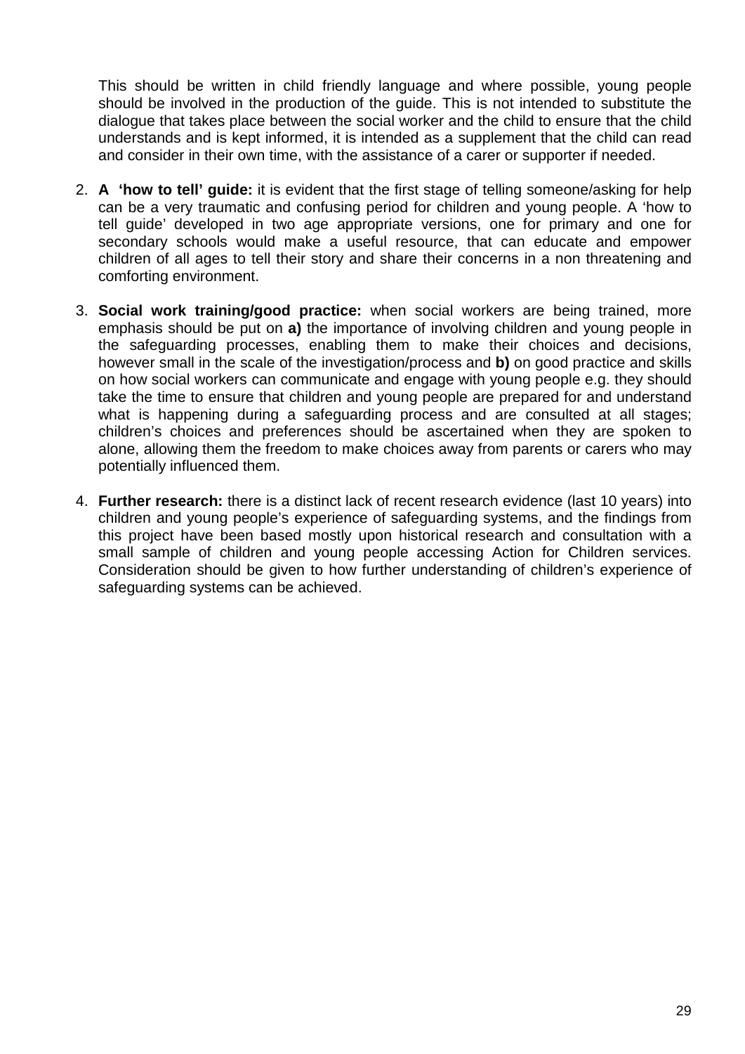This should be written in child friendly language and where possible, young people should be involved in the production of the guide. This is not intended to substitute the dialogue that takes place between the social worker and the child to ensure that the child understands and is kept informed, it is intended as a supplement that the child can read and consider in their own time, with the assistance of a carer or supporter if needed.

2. **A 'how to tell' guide:** it is evident that the first stage of telling someone/asking for help can be a very traumatic and confusing period for children and young people. A 'how to tell guide' developed in two age appropriate versions, one for primary and one for secondary schools would make a useful resource, that can educate and empower children of all ages to tell their story and share their concerns in a non threatening and comforting environment.

3. **Social work training/good practice:** when social workers are being trained, more emphasis should be put on **a)** the importance of involving children and young people in the safeguarding processes, enabling them to make their choices and decisions, however small in the scale of the investigation/process and **b)** on good practice and skills on how social workers can communicate and engage with young people e.g. they should take the time to ensure that children and young people are prepared for and understand what is happening during a safeguarding process and are consulted at all stages; children's choices and preferences should be ascertained when they are spoken to alone, allowing them the freedom to make choices away from parents or carers who may potentially influenced them.

4. **Further research:** there is a distinct lack of recent research evidence (last 10 years) into children and young people's experience of safeguarding systems, and the findings from this project have been based mostly upon historical research and consultation with a small sample of children and young people accessing Action for Children services. Consideration should be given to how further understanding of children's experience of safeguarding systems can be achieved.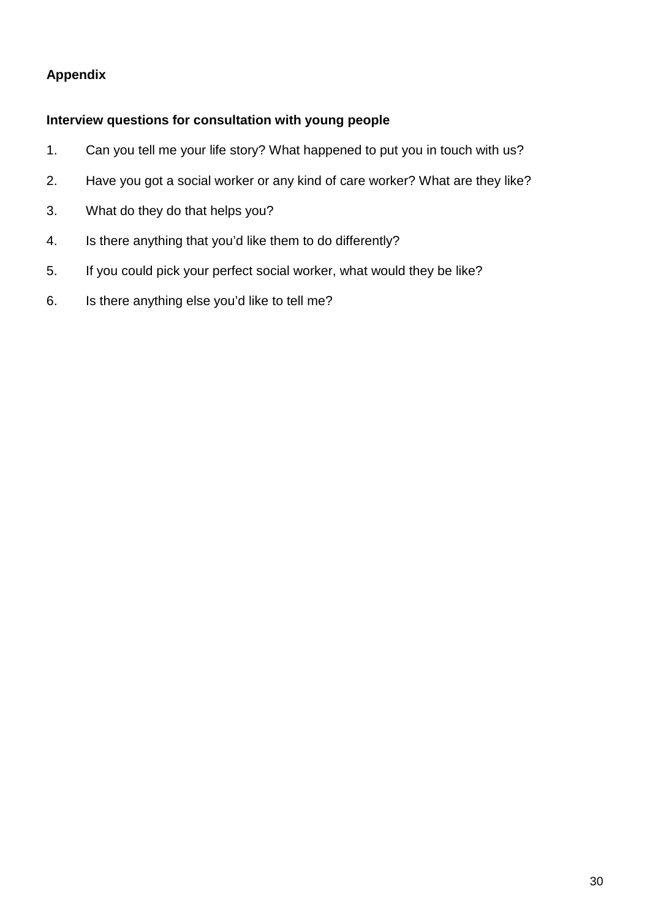## Appendix

### Interview questions for consultation with young people

1. Can you tell me your life story? What happened to put you in touch with us?
2. Have you got a social worker or any kind of care worker? What are they like?
3. What do they do that helps you?
4. Is there anything that you'd like them to do differently?
5. If you could pick your perfect social worker, what would they be like?
6. Is there anything else you'd like to tell me?